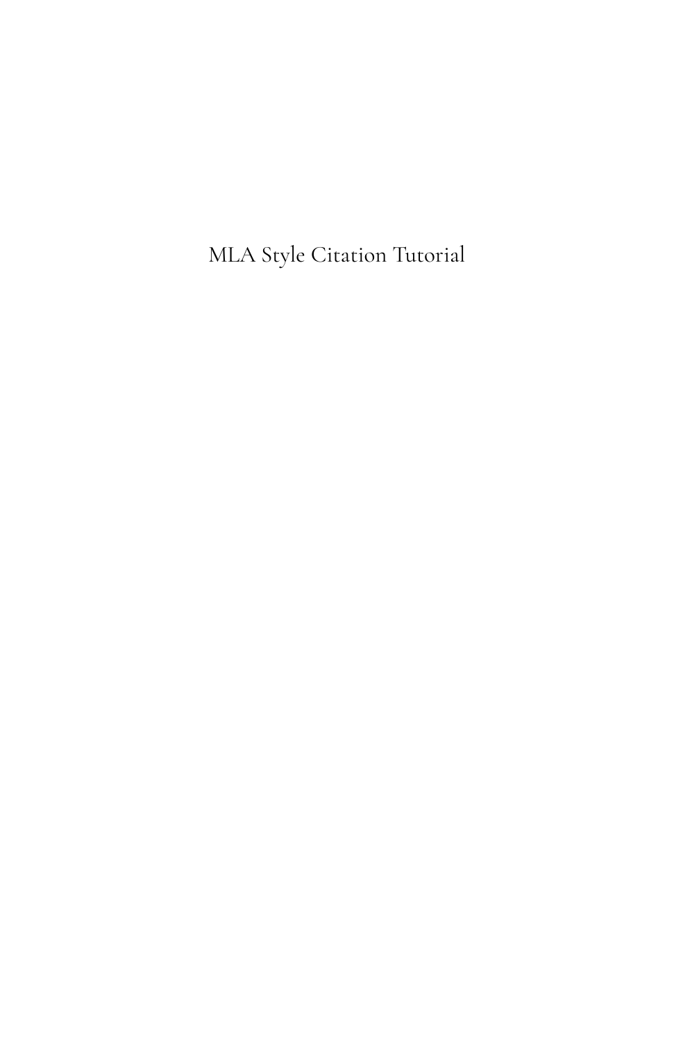# MLA Style Citation Tutorial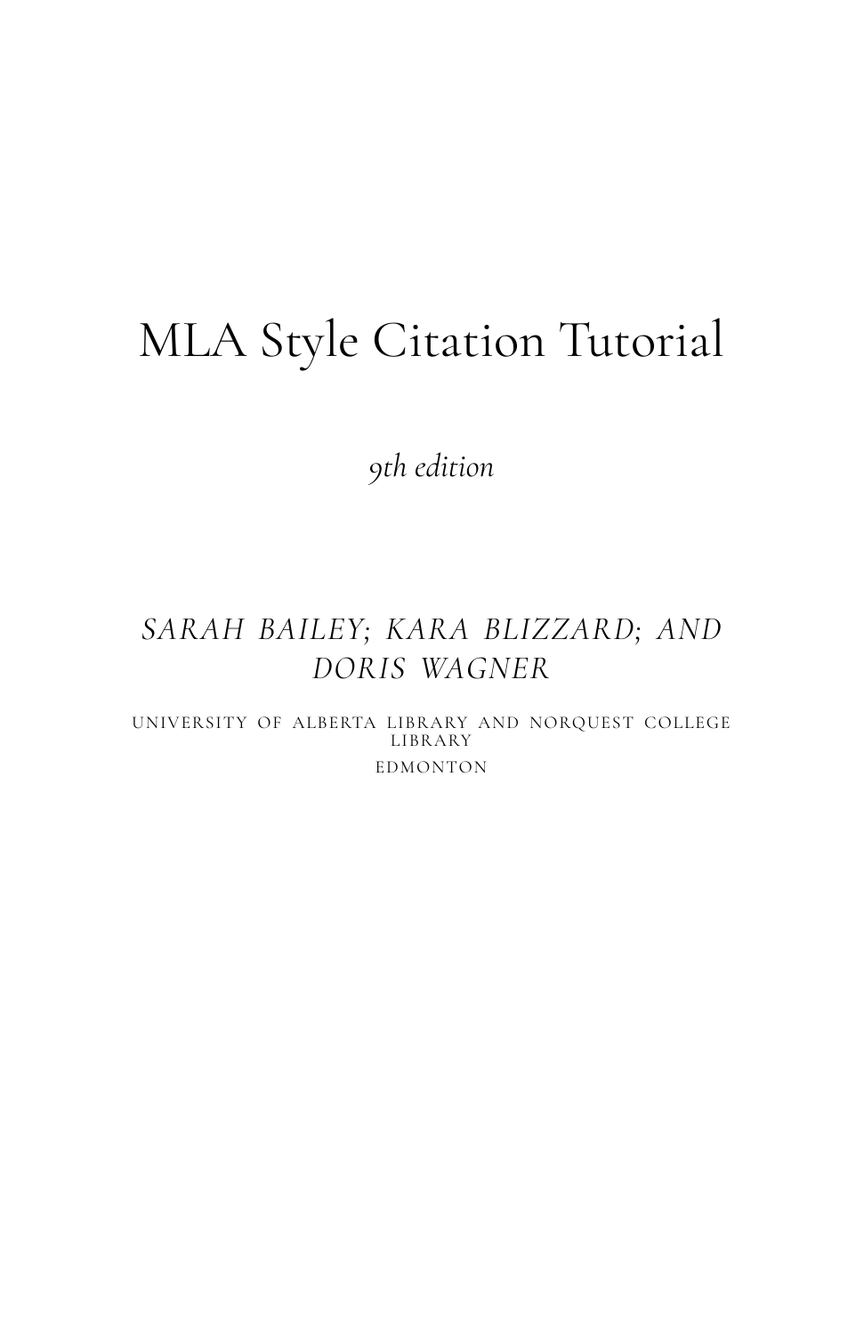# MLA Style Citation Tutorial

*9th edition*

*SARAH BAILEY; KARA BLIZZARD; AND DORIS WAGNER*

UNIVERSITY OF ALBERTA LIBRARY AND NORQUEST COLLEGE LIBRARY

EDMONTON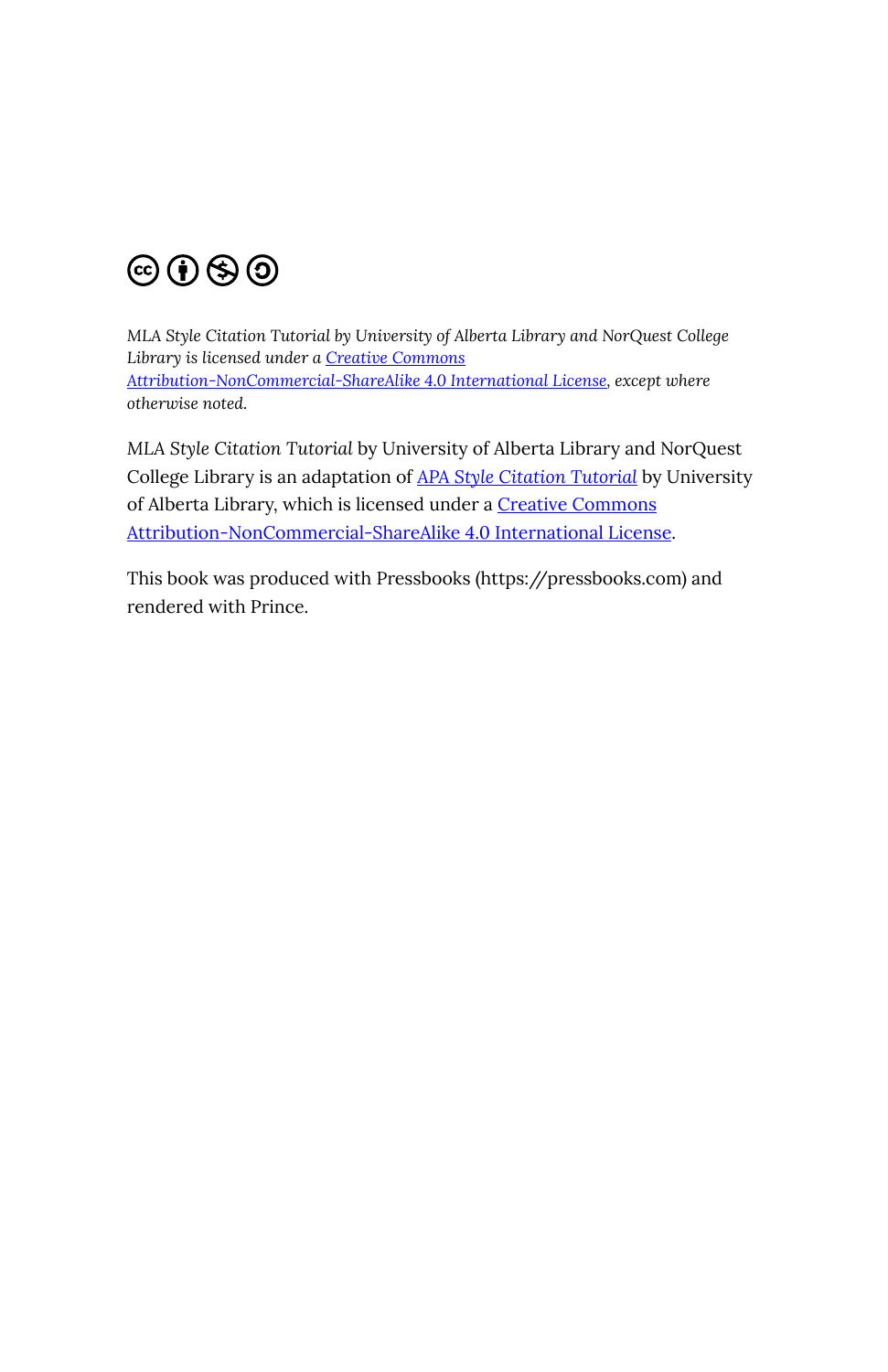*MLA Style Citation Tutorial by University of Alberta Library and NorQuest College Library is licensed under a Creative Commons Attribution-NonCommercial-ShareAlike 4.0 International License, except where otherwise noted.*

*MLA Style Citation Tutorial* by University of Alberta Library and NorQuest College Library is an adaptation of *APA Style Citation Tutorial* by University of Alberta Library, which is licensed under a Creative Commons Attribution-NonCommercial-ShareAlike 4.0 International License.

This book was produced with Pressbooks (https://pressbooks.com) and rendered with Prince.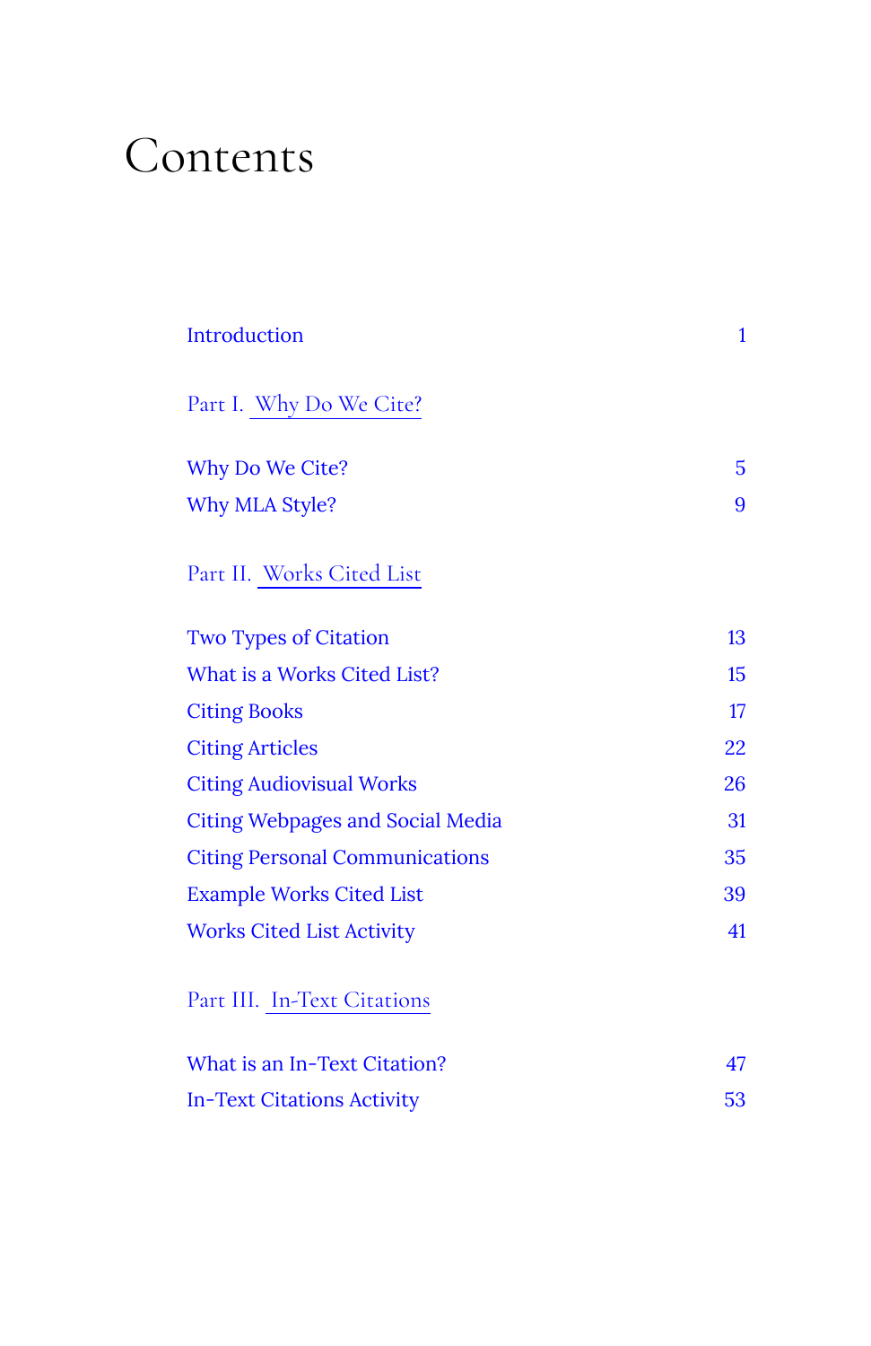# Contents

| | |
|---|---|
| Introduction | 1 |
| **Part I. Why Do We Cite?** | |
| Why Do We Cite? | 5 |
| Why MLA Style? | 9 |
| **Part II. Works Cited List** | |
| Two Types of Citation | 13 |
| What is a Works Cited List? | 15 |
| Citing Books | 17 |
| Citing Articles | 22 |
| Citing Audiovisual Works | 26 |
| Citing Webpages and Social Media | 31 |
| Citing Personal Communications | 35 |
| Example Works Cited List | 39 |
| Works Cited List Activity | 41 |
| **Part III. In-Text Citations** | |
| What is an In-Text Citation? | 47 |
| In-Text Citations Activity | 53 |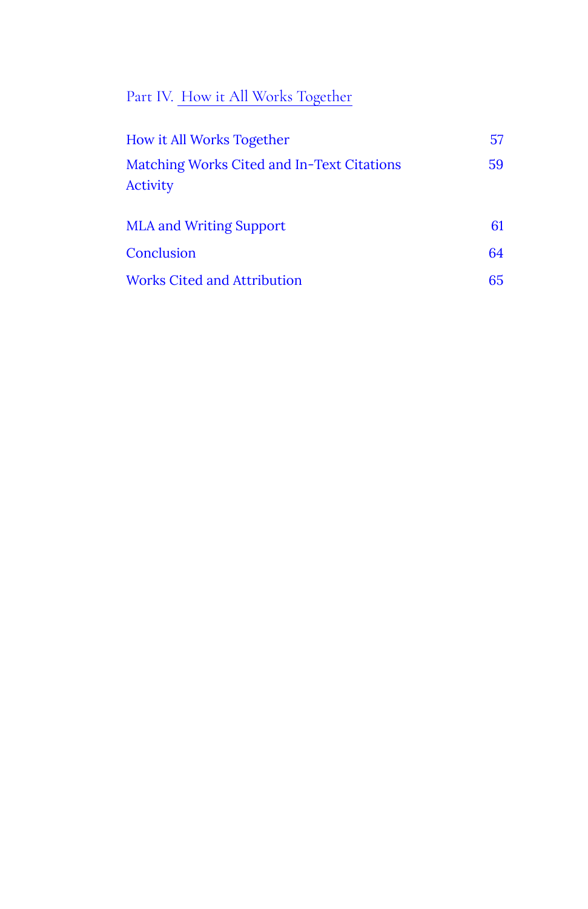Part IV. How it All Works Together

| | |
|---|---|
| How it All Works Together | 57 |
| Matching Works Cited and In-Text Citations Activity | 59 |
| MLA and Writing Support | 61 |
| Conclusion | 64 |
| Works Cited and Attribution | 65 |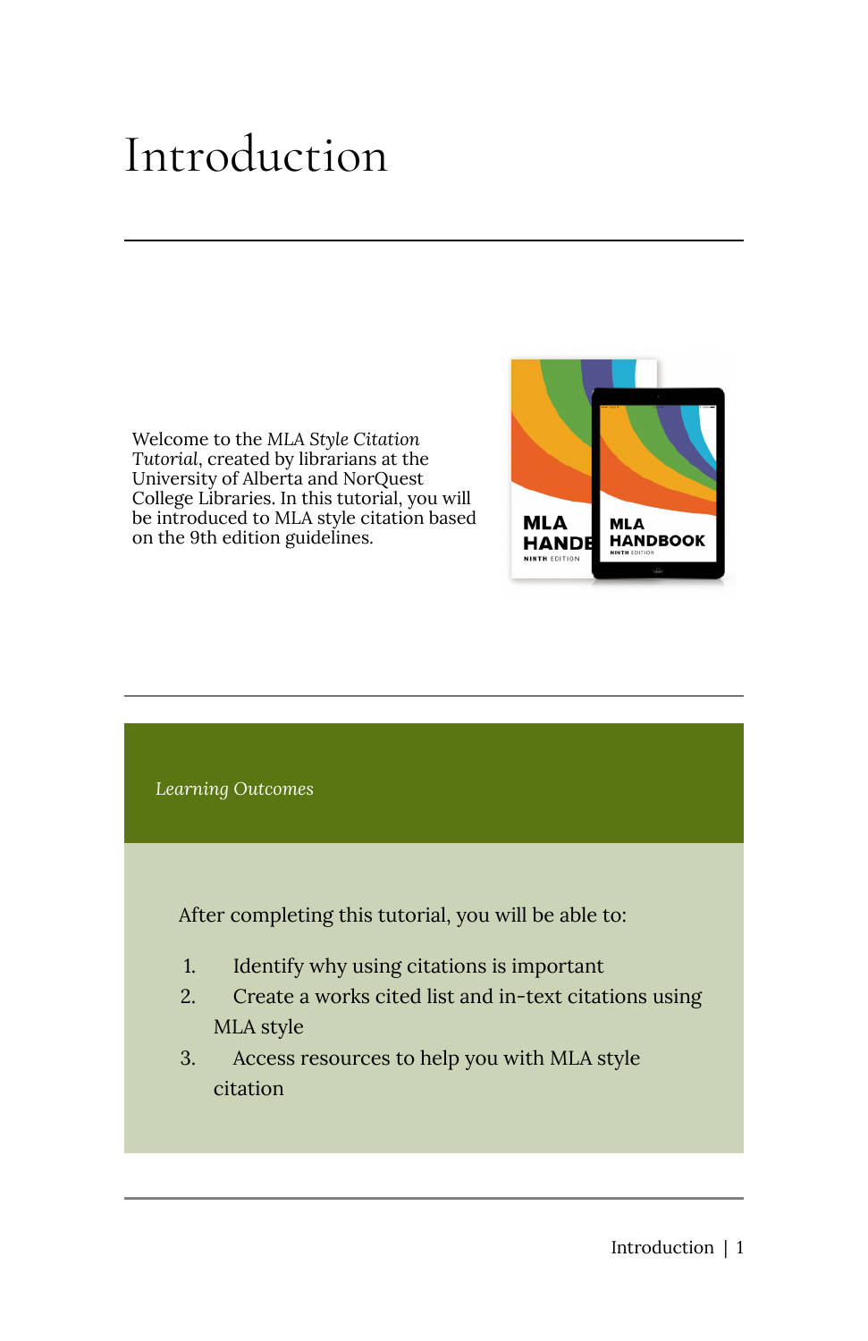# Introduction

Welcome to the *MLA Style Citation Tutorial*, created by librarians at the University of Alberta and NorQuest College Libraries. In this tutorial, you will be introduced to MLA style citation based on the 9th edition guidelines.

*Learning Outcomes*

After completing this tutorial, you will be able to:

1. Identify why using citations is important
2. Create a works cited list and in-text citations using MLA style
3. Access resources to help you with MLA style citation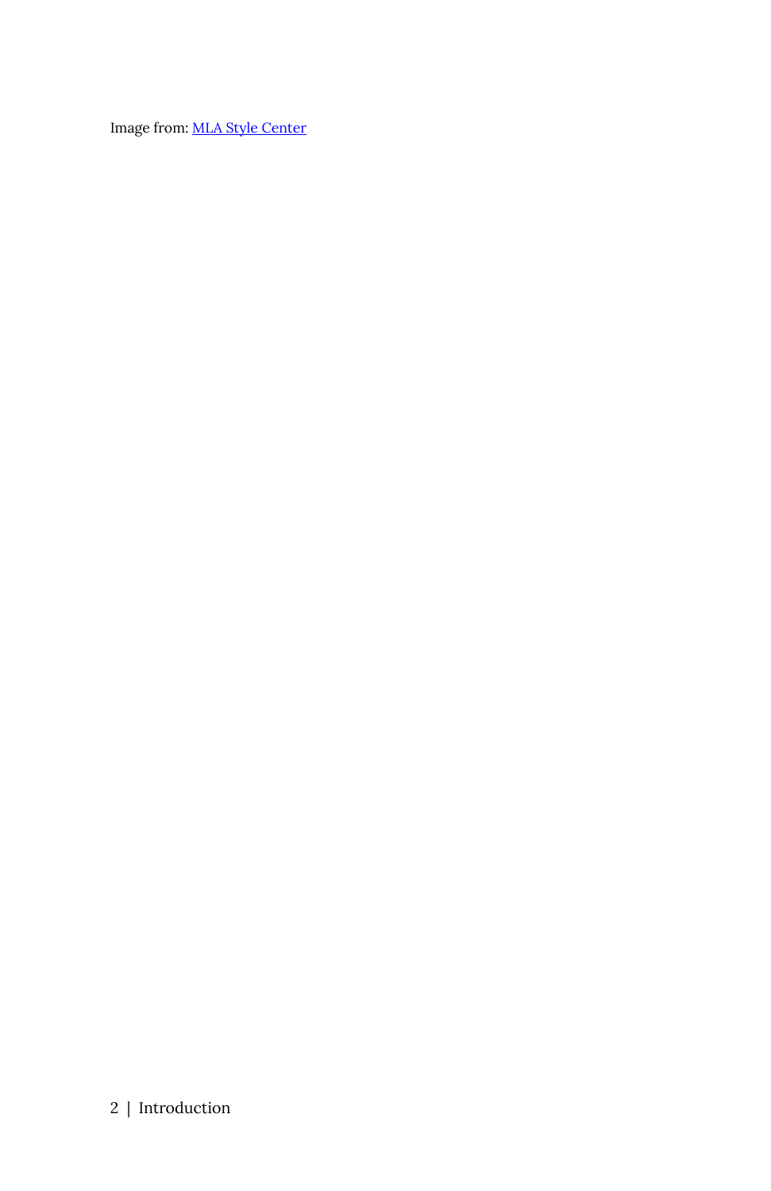Image from: [MLA Style Center](MLA Style Center)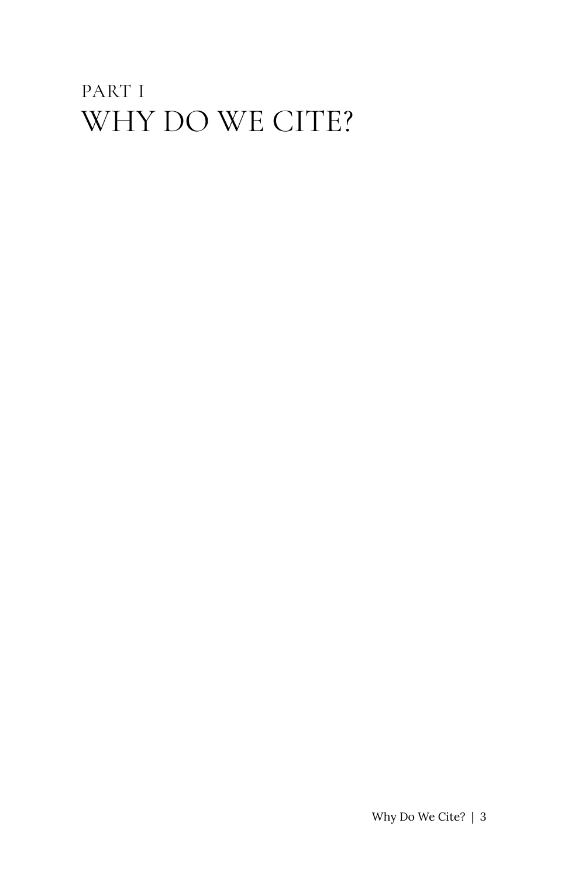PART I

# WHY DO WE CITE?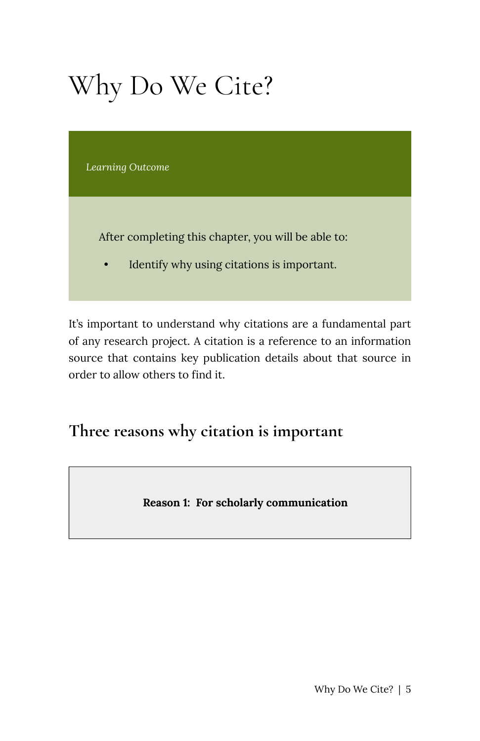# Why Do We Cite?

*Learning Outcome*

After completing this chapter, you will be able to:

- Identify why using citations is important.

It's important to understand why citations are a fundamental part of any research project. A citation is a reference to an information source that contains key publication details about that source in order to allow others to find it.

## Three reasons why citation is important

**Reason 1: For scholarly communication**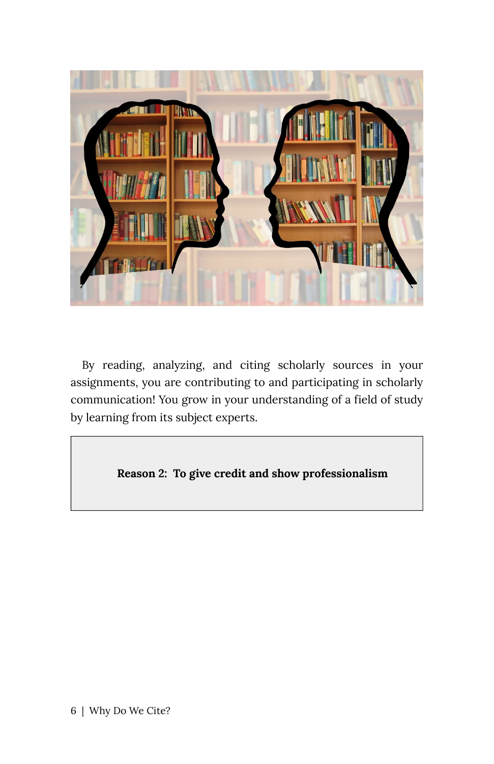By reading, analyzing, and citing scholarly sources in your assignments, you are contributing to and participating in scholarly communication! You grow in your understanding of a field of study by learning from its subject experts.

**Reason 2: To give credit and show professionalism**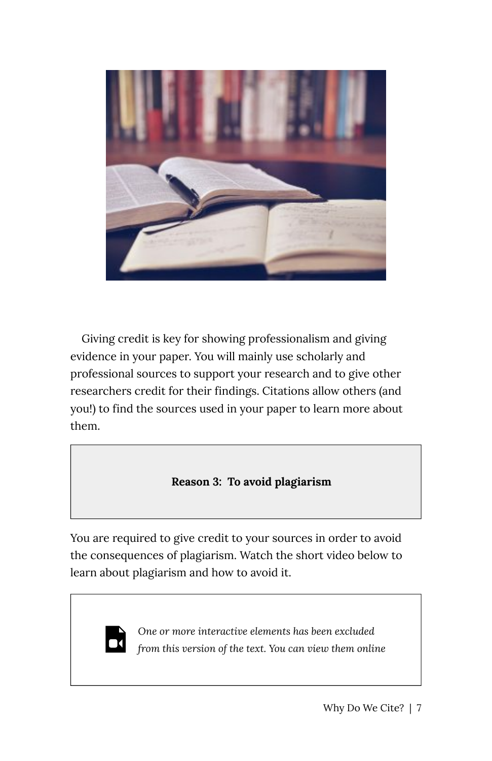Giving credit is key for showing professionalism and giving evidence in your paper. You will mainly use scholarly and professional sources to support your research and to give other researchers credit for their findings. Citations allow others (and you!) to find the sources used in your paper to learn more about them.

**Reason 3: To avoid plagiarism**

You are required to give credit to your sources in order to avoid the consequences of plagiarism. Watch the short video below to learn about plagiarism and how to avoid it.

*One or more interactive elements has been excluded from this version of the text. You can view them online*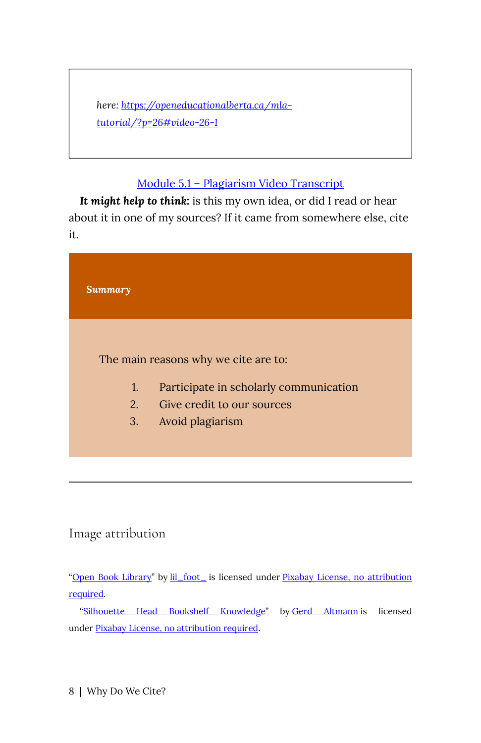*here: https://openeducationalberta.ca/mla-tutorial/?p=26#video-26-1*

Module 5.1 – Plagiarism Video Transcript

***It might help to think:*** is this my own idea, or did I read or hear about it in one of my sources? If it came from somewhere else, cite it.

***Summary***

The main reasons why we cite are to:

1. Participate in scholarly communication
2. Give credit to our sources
3. Avoid plagiarism

---

## Image attribution

"Open Book Library" by lil_foot_ is licensed under Pixabay License, no attribution required.

"Silhouette Head Bookshelf Knowledge" by Gerd Altmann is licensed under Pixabay License, no attribution required.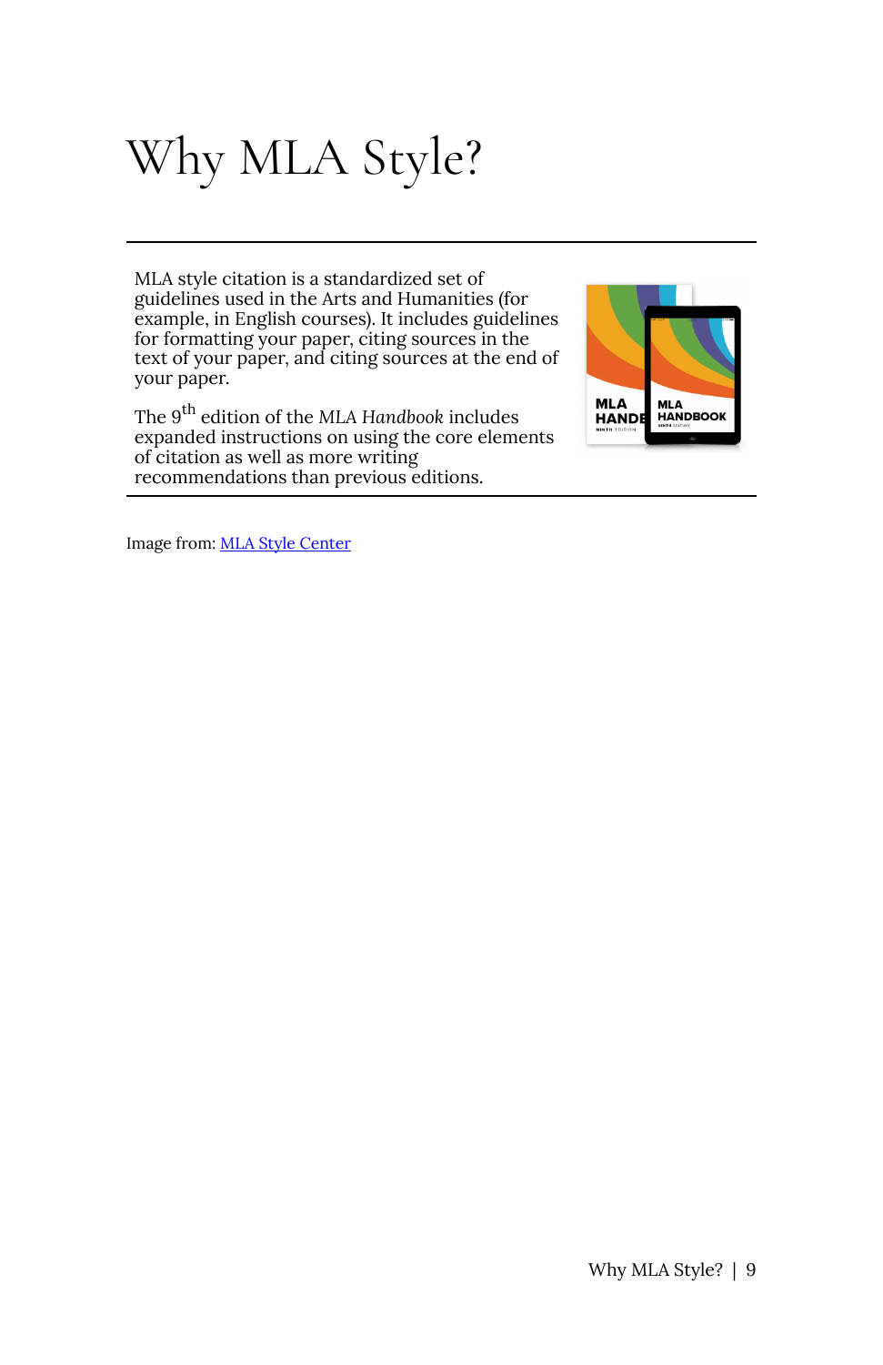# Why MLA Style?

MLA style citation is a standardized set of guidelines used in the Arts and Humanities (for example, in English courses). It includes guidelines for formatting your paper, citing sources in the text of your paper, and citing sources at the end of your paper.

The 9th edition of the *MLA Handbook* includes expanded instructions on using the core elements of citation as well as more writing recommendations than previous editions.

Image from: [MLA Style Center]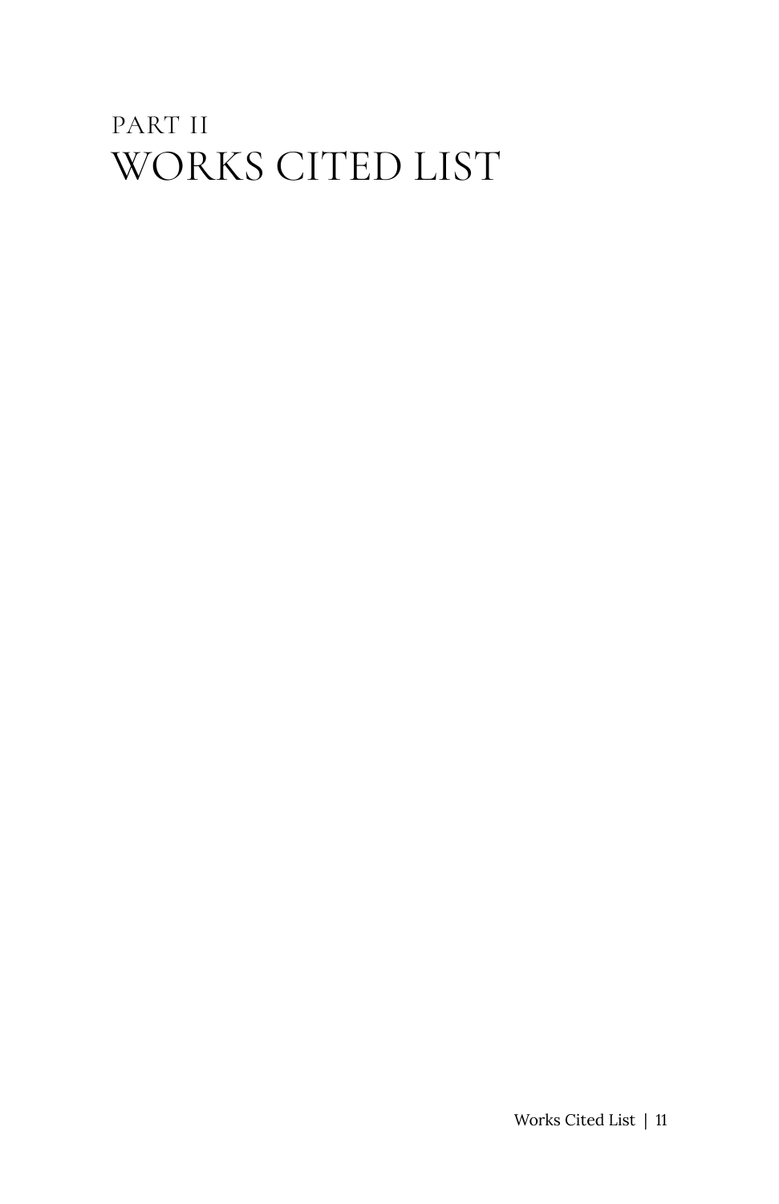# PART II
# WORKS CITED LIST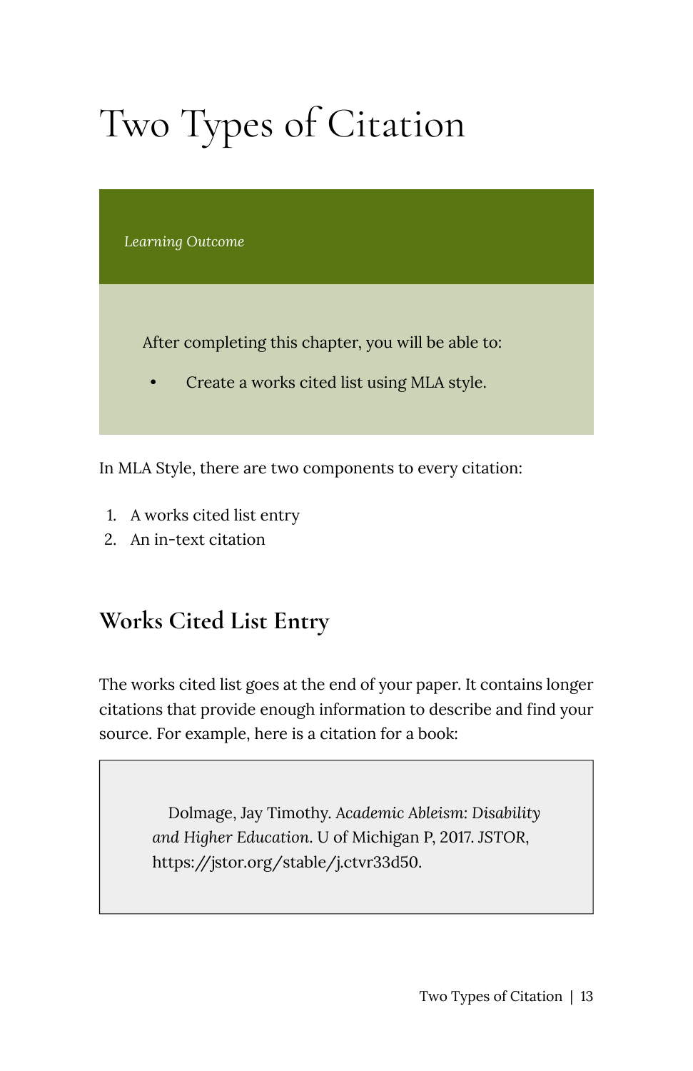# Two Types of Citation

*Learning Outcome*

After completing this chapter, you will be able to:

- Create a works cited list using MLA style.

In MLA Style, there are two components to every citation:

1. A works cited list entry
2. An in-text citation

## Works Cited List Entry

The works cited list goes at the end of your paper. It contains longer citations that provide enough information to describe and find your source. For example, here is a citation for a book:

> Dolmage, Jay Timothy. *Academic Ableism: Disability and Higher Education*. U of Michigan P, 2017. JSTOR, https://jstor.org/stable/j.ctvr33d50.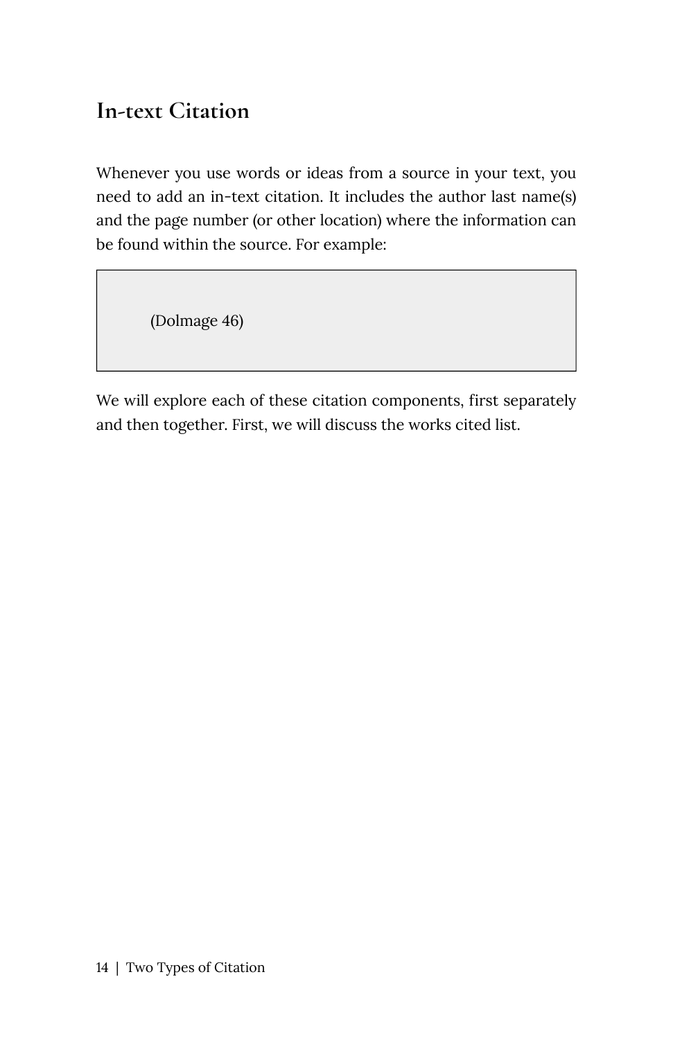## In-text Citation

Whenever you use words or ideas from a source in your text, you need to add an in-text citation. It includes the author last name(s) and the page number (or other location) where the information can be found within the source. For example:

> (Dolmage 46)

We will explore each of these citation components, first separately and then together. First, we will discuss the works cited list.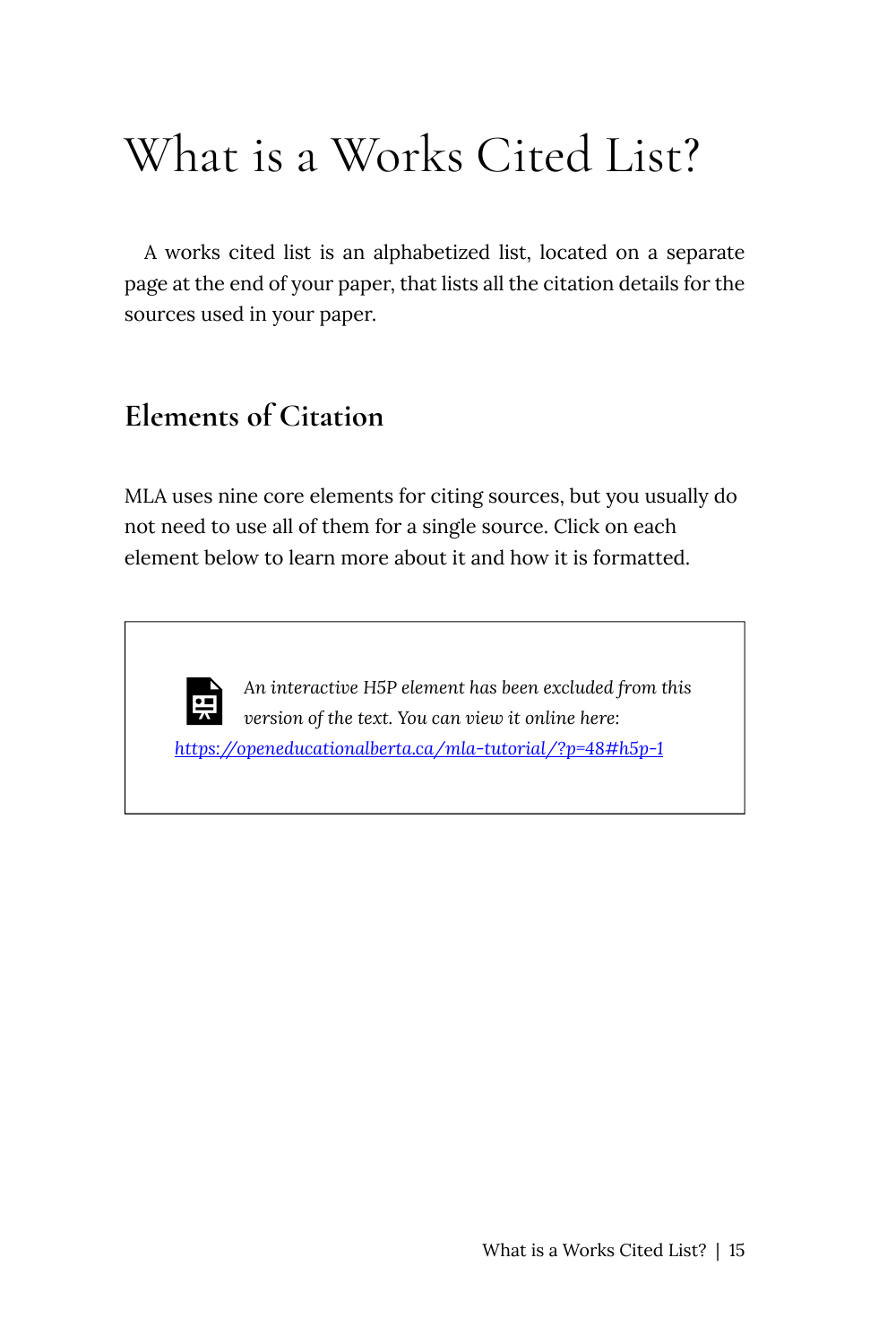# What is a Works Cited List?

A works cited list is an alphabetized list, located on a separate page at the end of your paper, that lists all the citation details for the sources used in your paper.

## Elements of Citation

MLA uses nine core elements for citing sources, but you usually do not need to use all of them for a single source. Click on each element below to learn more about it and how it is formatted.

> *An interactive H5P element has been excluded from this version of the text. You can view it online here:*
> *https://openeducationalberta.ca/mla-tutorial/?p=48#h5p-1*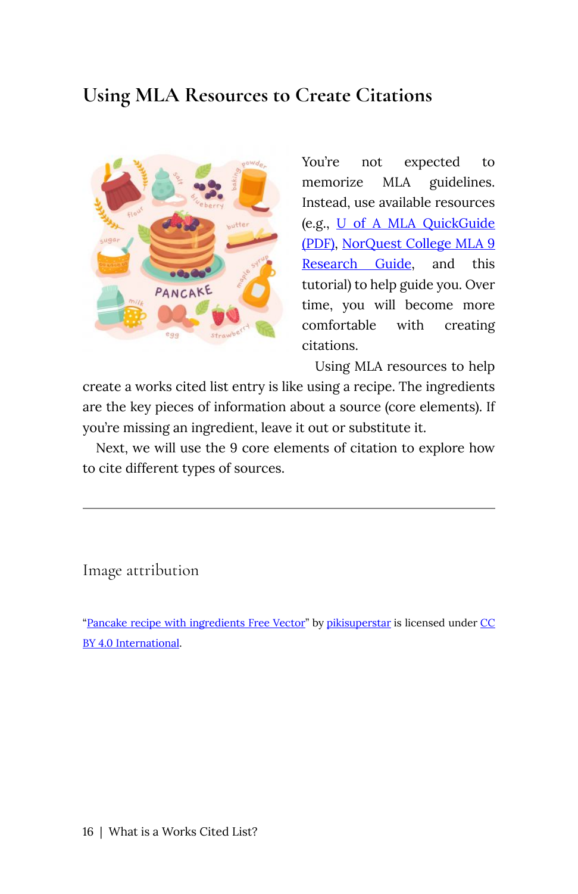## Using MLA Resources to Create Citations

You're not expected to memorize MLA guidelines. Instead, use available resources (e.g., U of A MLA QuickGuide (PDF), NorQuest College MLA 9 Research Guide, and this tutorial) to help guide you. Over time, you will become more comfortable with creating citations.

Using MLA resources to help create a works cited list entry is like using a recipe. The ingredients are the key pieces of information about a source (core elements). If you're missing an ingredient, leave it out or substitute it.

Next, we will use the 9 core elements of citation to explore how to cite different types of sources.

---

### Image attribution

"Pancake recipe with ingredients Free Vector" by pikisuperstar is licensed under CC BY 4.0 International.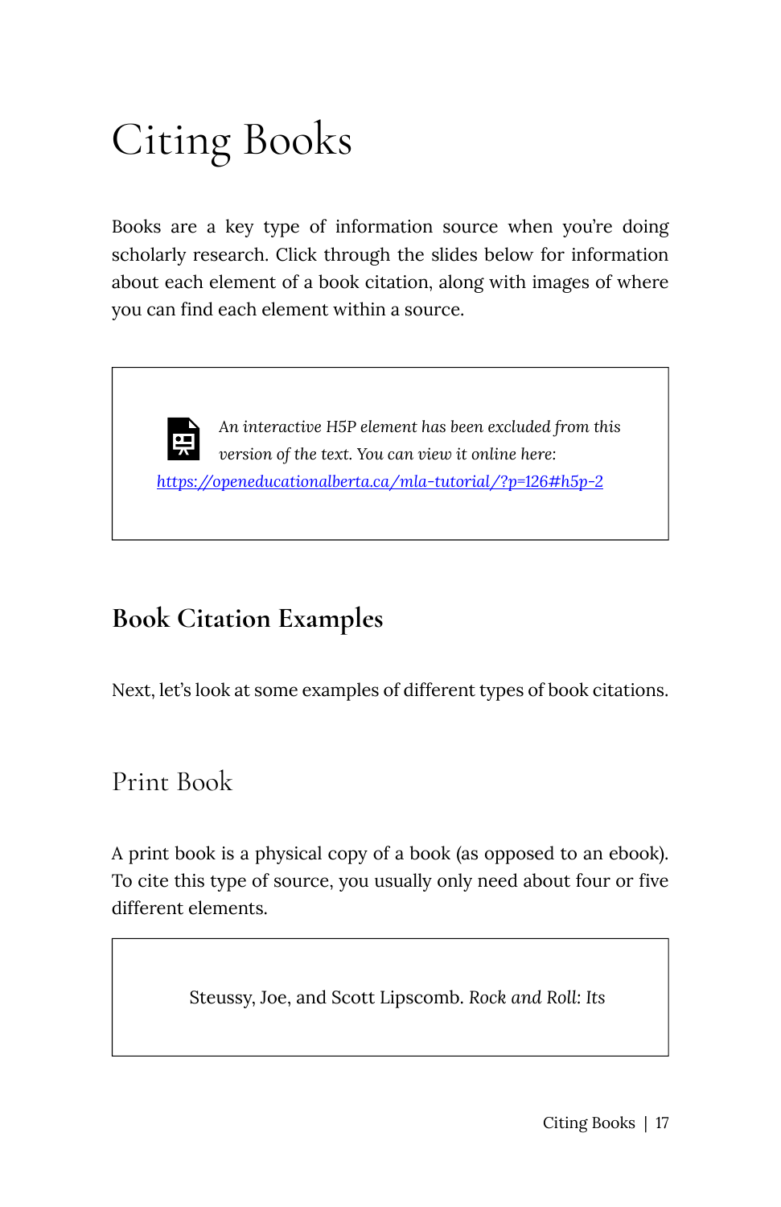# Citing Books

Books are a key type of information source when you're doing scholarly research. Click through the slides below for information about each element of a book citation, along with images of where you can find each element within a source.

> *An interactive H5P element has been excluded from this version of the text. You can view it online here: [https://openeducationalberta.ca/mla-tutorial/?p=126#h5p-2](https://openeducationalberta.ca/mla-tutorial/?p=126#h5p-2)*

## Book Citation Examples

Next, let's look at some examples of different types of book citations.

### Print Book

A print book is a physical copy of a book (as opposed to an ebook). To cite this type of source, you usually only need about four or five different elements.

> Steussy, Joe, and Scott Lipscomb. *Rock and Roll: Its*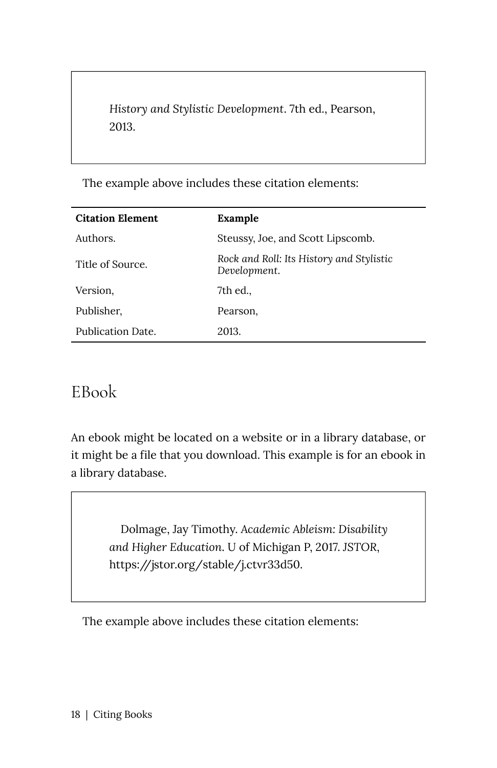> *History and Stylistic Development*. 7th ed., Pearson, 2013.

The example above includes these citation elements:

| Citation Element | Example |
| --- | --- |
| Authors. | Steussy, Joe, and Scott Lipscomb. |
| Title of Source. | *Rock and Roll: Its History and Stylistic Development.* |
| Version, | 7th ed., |
| Publisher, | Pearson, |
| Publication Date. | 2013. |

## EBook

An ebook might be located on a website or in a library database, or it might be a file that you download. This example is for an ebook in a library database.

> Dolmage, Jay Timothy. *Academic Ableism: Disability and Higher Education.* U of Michigan P, 2017. *JSTOR*, https://jstor.org/stable/j.ctvr33d50.

The example above includes these citation elements: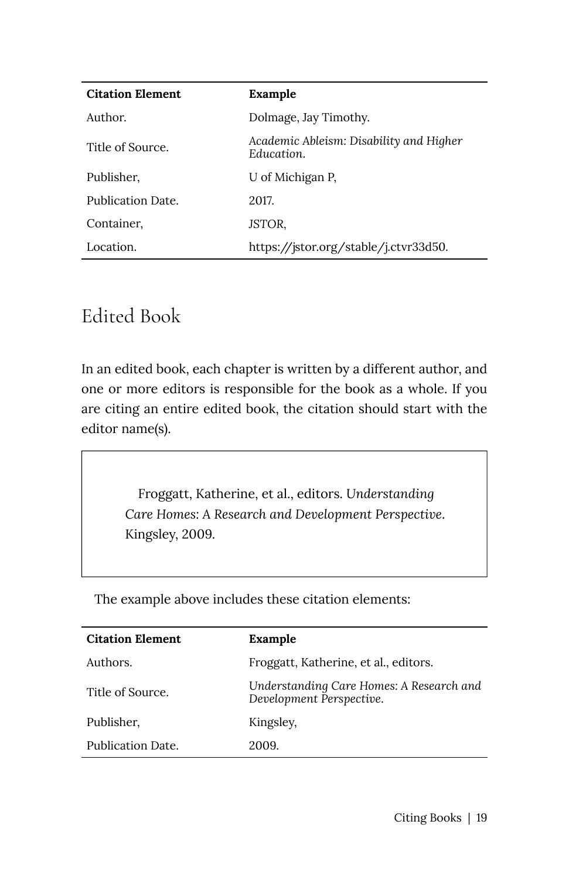| Citation Element | Example |
|---|---|
| Author. | Dolmage, Jay Timothy. |
| Title of Source. | *Academic Ableism: Disability and Higher Education.* |
| Publisher, | U of Michigan P, |
| Publication Date. | 2017. |
| Container, | *JSTOR*, |
| Location. | https://jstor.org/stable/j.ctvr33d50. |

## Edited Book

In an edited book, each chapter is written by a different author, and one or more editors is responsible for the book as a whole. If you are citing an entire edited book, the citation should start with the editor name(s).

> Froggatt, Katherine, et al., editors. *Understanding Care Homes: A Research and Development Perspective.* Kingsley, 2009.

The example above includes these citation elements:

| Citation Element | Example |
|---|---|
| Authors. | Froggatt, Katherine, et al., editors. |
| Title of Source. | *Understanding Care Homes: A Research and Development Perspective.* |
| Publisher, | Kingsley, |
| Publication Date. | 2009. |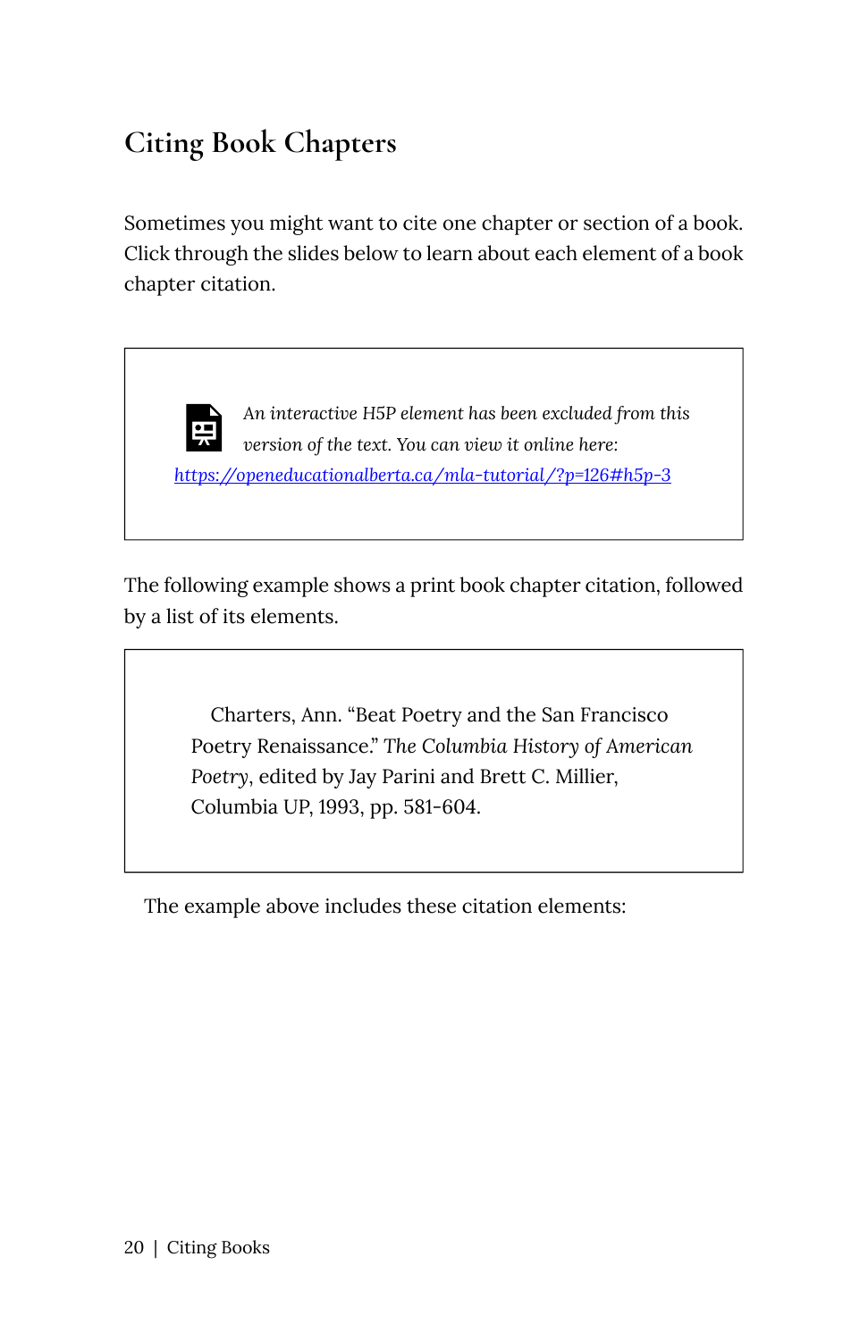## Citing Book Chapters

Sometimes you might want to cite one chapter or section of a book. Click through the slides below to learn about each element of a book chapter citation.

> *An interactive H5P element has been excluded from this version of the text. You can view it online here:*
> [https://openeducationalberta.ca/mla-tutorial/?p=126#h5p-3](https://openeducationalberta.ca/mla-tutorial/?p=126#h5p-3)

The following example shows a print book chapter citation, followed by a list of its elements.

> Charters, Ann. "Beat Poetry and the San Francisco Poetry Renaissance." *The Columbia History of American Poetry*, edited by Jay Parini and Brett C. Millier, Columbia UP, 1993, pp. 581-604.

The example above includes these citation elements: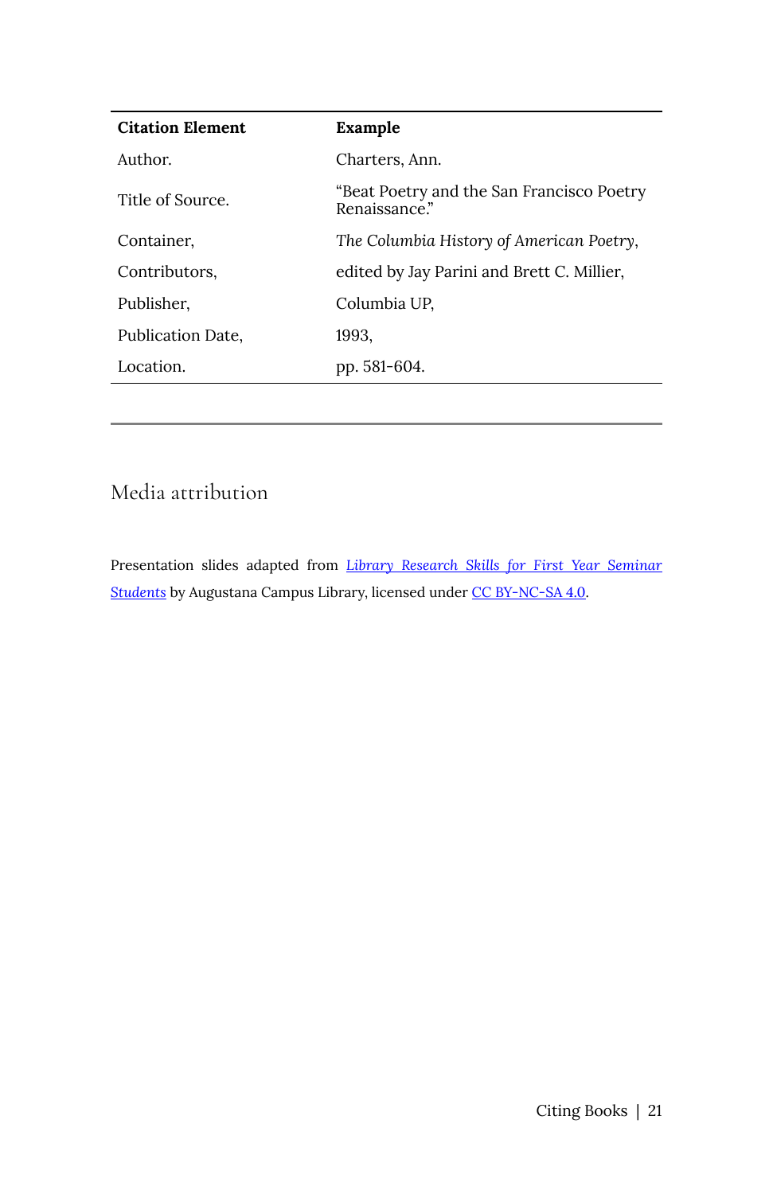| Citation Element | Example |
| --- | --- |
| Author. | Charters, Ann. |
| Title of Source. | "Beat Poetry and the San Francisco Poetry Renaissance." |
| Container, | *The Columbia History of American Poetry*, |
| Contributors, | edited by Jay Parini and Brett C. Millier, |
| Publisher, | Columbia UP, |
| Publication Date, | 1993, |
| Location. | pp. 581-604. |

---

## Media attribution

Presentation slides adapted from *Library Research Skills for First Year Seminar Students* by Augustana Campus Library, licensed under CC BY-NC-SA 4.0.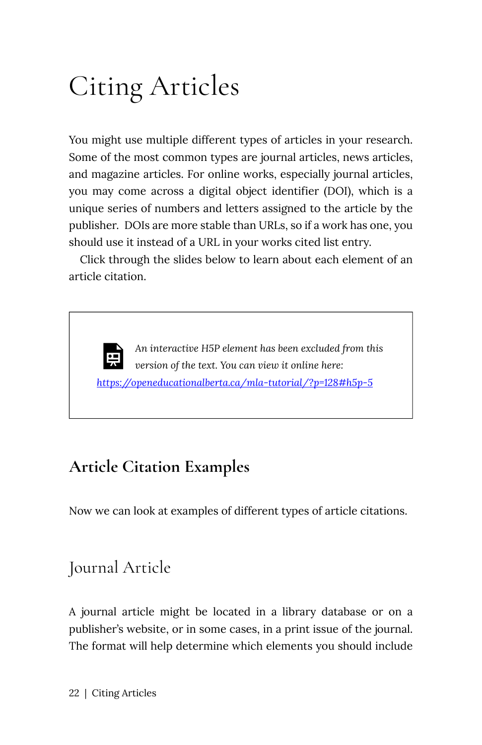# Citing Articles

You might use multiple different types of articles in your research. Some of the most common types are journal articles, news articles, and magazine articles. For online works, especially journal articles, you may come across a digital object identifier (DOI), which is a unique series of numbers and letters assigned to the article by the publisher. DOIs are more stable than URLs, so if a work has one, you should use it instead of a URL in your works cited list entry.

Click through the slides below to learn about each element of an article citation.

> *An interactive H5P element has been excluded from this version of the text. You can view it online here:*
> *[https://openeducationalberta.ca/mla-tutorial/?p=128#h5p-5](https://openeducationalberta.ca/mla-tutorial/?p=128#h5p-5)*

## Article Citation Examples

Now we can look at examples of different types of article citations.

### Journal Article

A journal article might be located in a library database or on a publisher's website, or in some cases, in a print issue of the journal. The format will help determine which elements you should include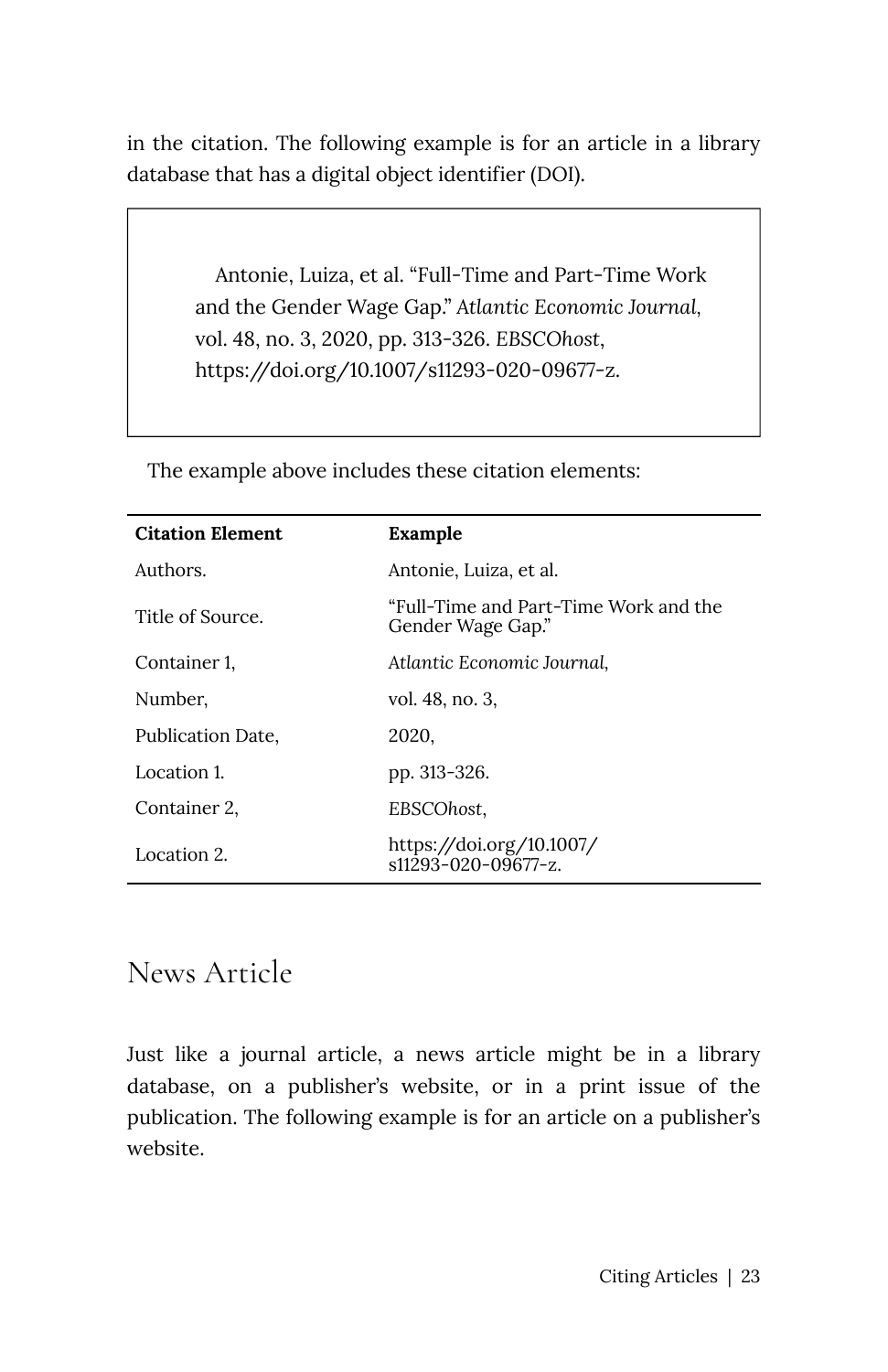in the citation. The following example is for an article in a library database that has a digital object identifier (DOI).

> Antonie, Luiza, et al. "Full-Time and Part-Time Work and the Gender Wage Gap." *Atlantic Economic Journal*, vol. 48, no. 3, 2020, pp. 313-326. *EBSCOhost*, https://doi.org/10.1007/s11293-020-09677-z.

The example above includes these citation elements:

| Citation Element | Example |
|---|---|
| Authors. | Antonie, Luiza, et al. |
| Title of Source. | "Full-Time and Part-Time Work and the Gender Wage Gap." |
| Container 1, | *Atlantic Economic Journal*, |
| Number, | vol. 48, no. 3, |
| Publication Date, | 2020, |
| Location 1. | pp. 313-326. |
| Container 2, | *EBSCOhost*, |
| Location 2. | https://doi.org/10.1007/s11293-020-09677-z. |

## News Article

Just like a journal article, a news article might be in a library database, on a publisher's website, or in a print issue of the publication. The following example is for an article on a publisher's website.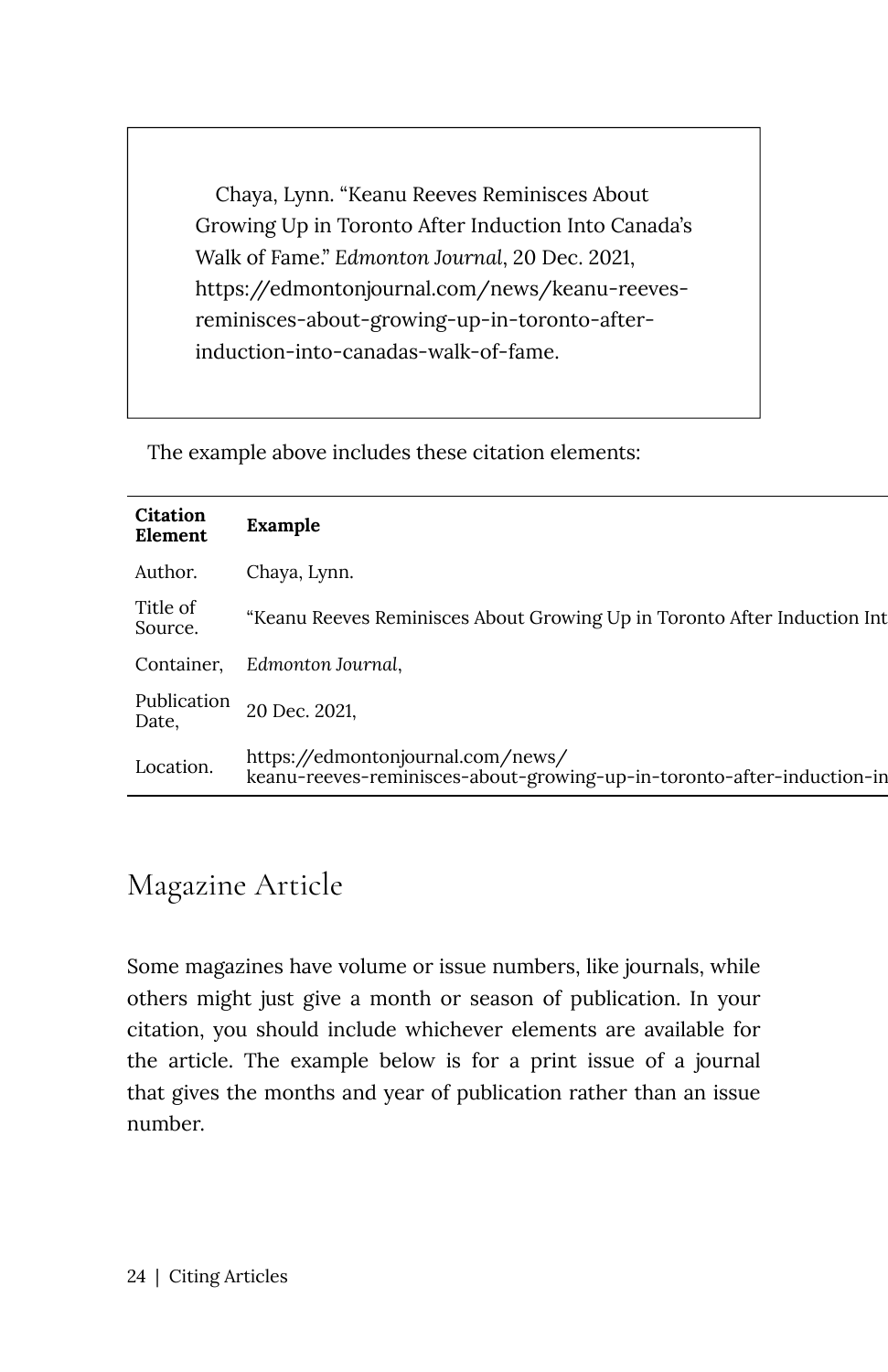Chaya, Lynn. "Keanu Reeves Reminisces About Growing Up in Toronto After Induction Into Canada's Walk of Fame." *Edmonton Journal*, 20 Dec. 2021, https://edmontonjournal.com/news/keanu-reeves-reminisces-about-growing-up-in-toronto-after-induction-into-canadas-walk-of-fame.

The example above includes these citation elements:

| **Citation Element** | **Example** |
|---|---|
| Author. | Chaya, Lynn. |
| Title of Source. | "Keanu Reeves Reminisces About Growing Up in Toronto After Induction Int |
| Container, | *Edmonton Journal*, |
| Publication Date, | 20 Dec. 2021, |
| Location. | https://edmontonjournal.com/news/keanu-reeves-reminisces-about-growing-up-in-toronto-after-induction-in |

## Magazine Article

Some magazines have volume or issue numbers, like journals, while others might just give a month or season of publication. In your citation, you should include whichever elements are available for the article. The example below is for a print issue of a journal that gives the months and year of publication rather than an issue number.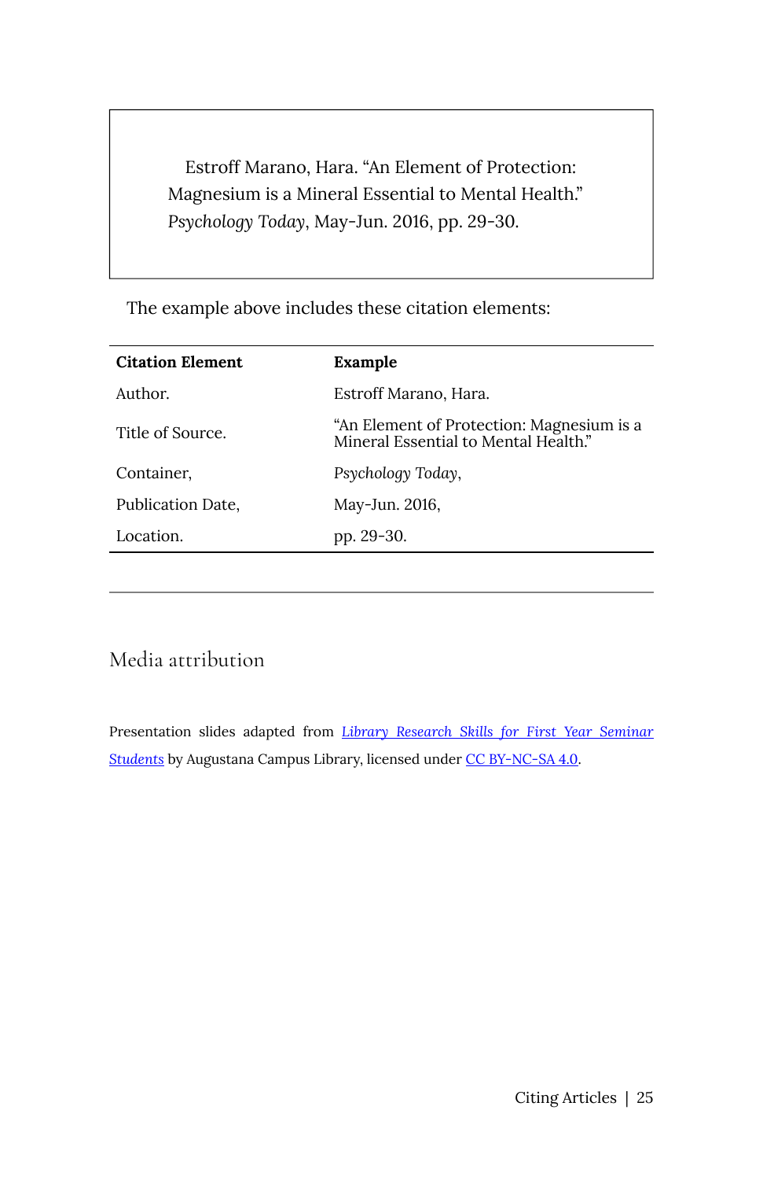> Estroff Marano, Hara. "An Element of Protection: Magnesium is a Mineral Essential to Mental Health." *Psychology Today*, May-Jun. 2016, pp. 29-30.

The example above includes these citation elements:

| Citation Element | Example |
|---|---|
| Author. | Estroff Marano, Hara. |
| Title of Source. | "An Element of Protection: Magnesium is a Mineral Essential to Mental Health." |
| Container, | *Psychology Today*, |
| Publication Date, | May-Jun. 2016, |
| Location. | pp. 29-30. |

---

## Media attribution

Presentation slides adapted from *Library Research Skills for First Year Seminar Students* by Augustana Campus Library, licensed under CC BY-NC-SA 4.0.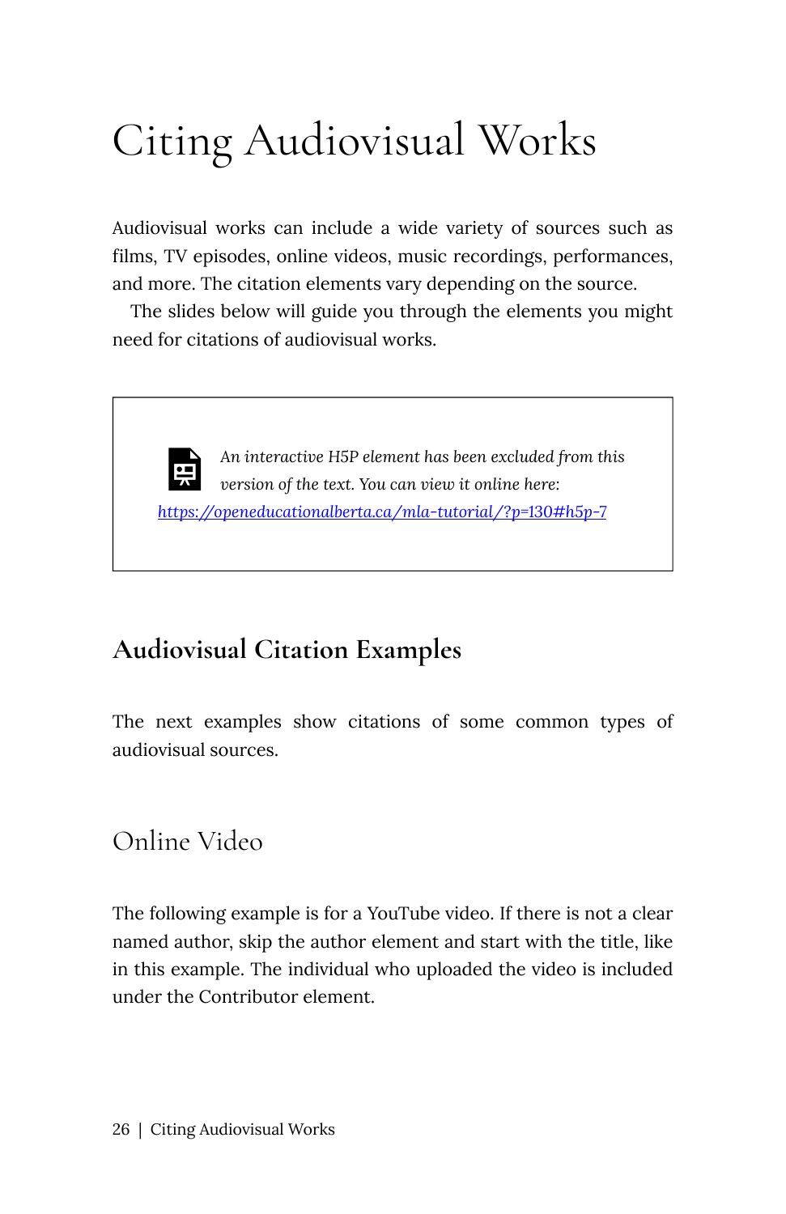# Citing Audiovisual Works

Audiovisual works can include a wide variety of sources such as films, TV episodes, online videos, music recordings, performances, and more. The citation elements vary depending on the source.

The slides below will guide you through the elements you might need for citations of audiovisual works.

> *An interactive H5P element has been excluded from this version of the text. You can view it online here:*
> [https://openeducationalberta.ca/mla-tutorial/?p=130#h5p-7](https://openeducationalberta.ca/mla-tutorial/?p=130#h5p-7)

## Audiovisual Citation Examples

The next examples show citations of some common types of audiovisual sources.

### Online Video

The following example is for a YouTube video. If there is not a clear named author, skip the author element and start with the title, like in this example. The individual who uploaded the video is included under the Contributor element.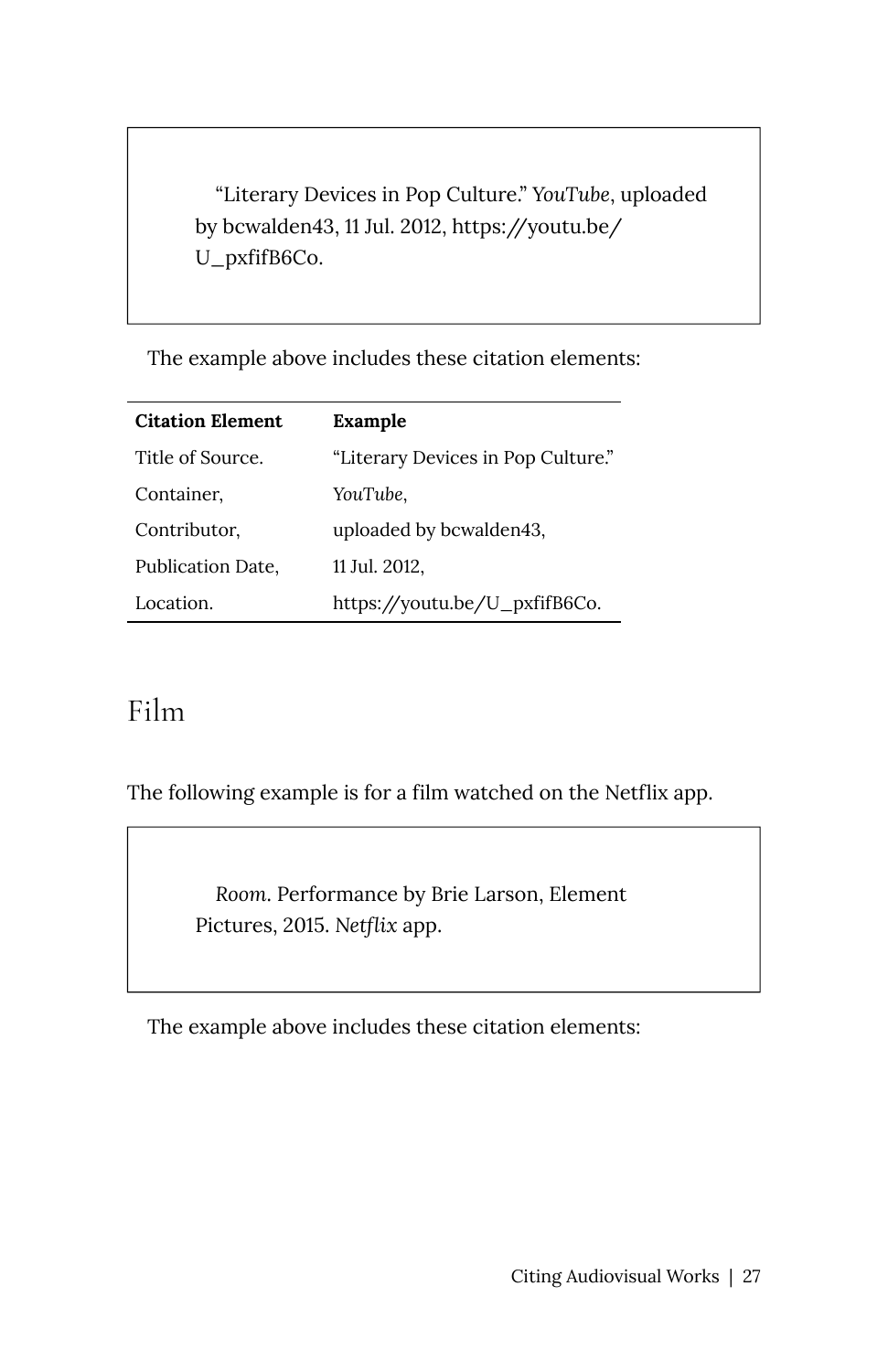“Literary Devices in Pop Culture.” *YouTube*, uploaded by bcwalden43, 11 Jul. 2012, https://youtu.be/U_pxfifB6Co.

The example above includes these citation elements:

| Citation Element | Example |
|---|---|
| Title of Source. | “Literary Devices in Pop Culture.” |
| Container, | *YouTube*, |
| Contributor, | uploaded by bcwalden43, |
| Publication Date, | 11 Jul. 2012, |
| Location. | https://youtu.be/U_pxfifB6Co. |

## Film

The following example is for a film watched on the Netflix app.

*Room*. Performance by Brie Larson, Element Pictures, 2015. *Netflix* app.

The example above includes these citation elements: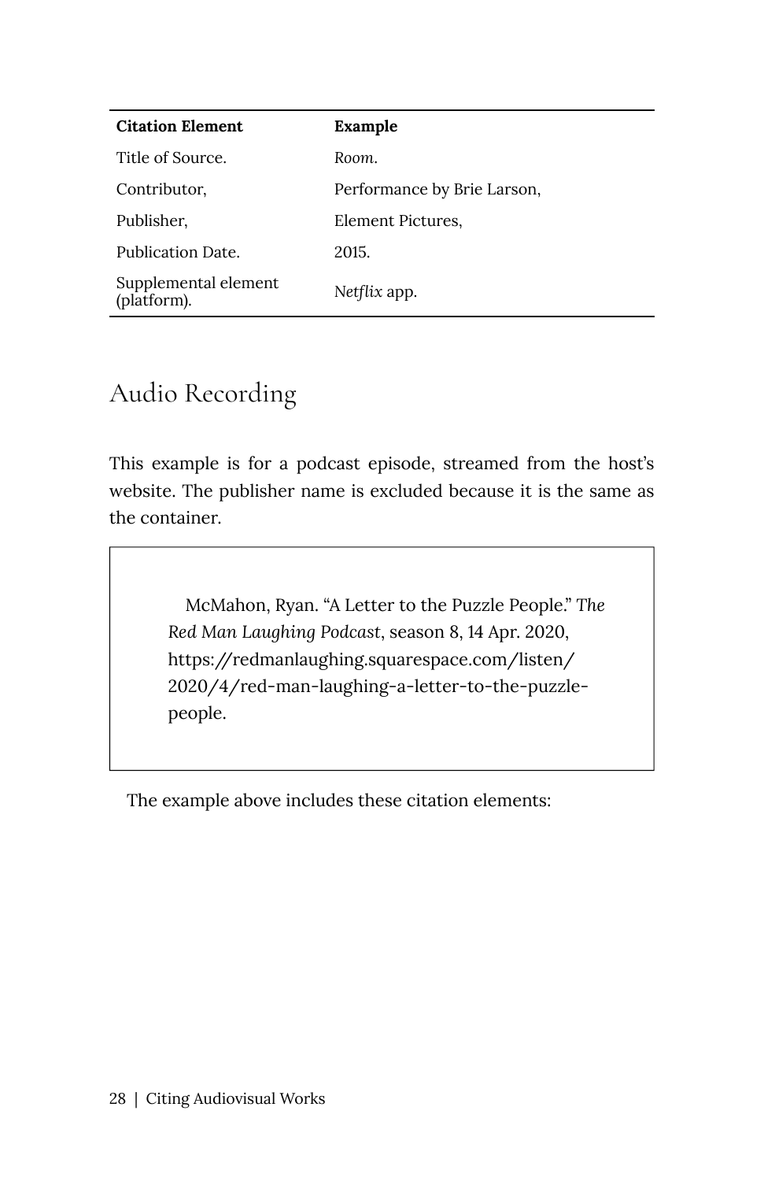| Citation Element | Example |
| --- | --- |
| Title of Source. | *Room.* |
| Contributor, | Performance by Brie Larson, |
| Publisher, | Element Pictures, |
| Publication Date. | 2015. |
| Supplemental element (platform). | *Netflix* app. |

## Audio Recording

This example is for a podcast episode, streamed from the host's website. The publisher name is excluded because it is the same as the container.

> McMahon, Ryan. "A Letter to the Puzzle People." *The Red Man Laughing Podcast*, season 8, 14 Apr. 2020, https://redmanlaughing.squarespace.com/listen/2020/4/red-man-laughing-a-letter-to-the-puzzle-people.

The example above includes these citation elements: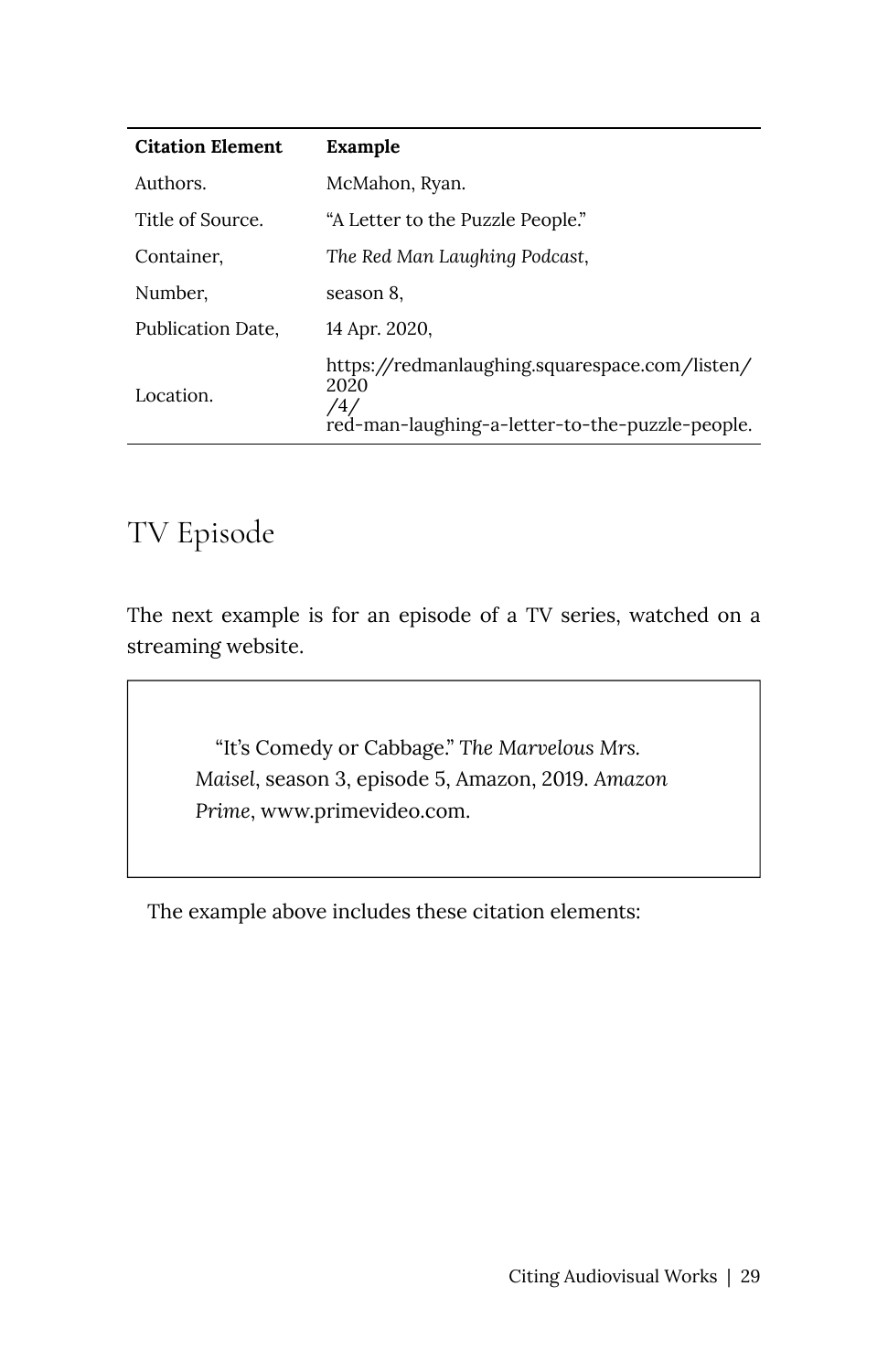| Citation Element | Example |
| --- | --- |
| Authors. | McMahon, Ryan. |
| Title of Source. | "A Letter to the Puzzle People." |
| Container, | *The Red Man Laughing Podcast*, |
| Number, | season 8, |
| Publication Date, | 14 Apr. 2020, |
| Location. | https://redmanlaughing.squarespace.com/listen/2020/4/red-man-laughing-a-letter-to-the-puzzle-people. |

## TV Episode

The next example is for an episode of a TV series, watched on a streaming website.

> "It's Comedy or Cabbage." *The Marvelous Mrs. Maisel*, season 3, episode 5, Amazon, 2019. *Amazon Prime*, www.primevideo.com.

The example above includes these citation elements: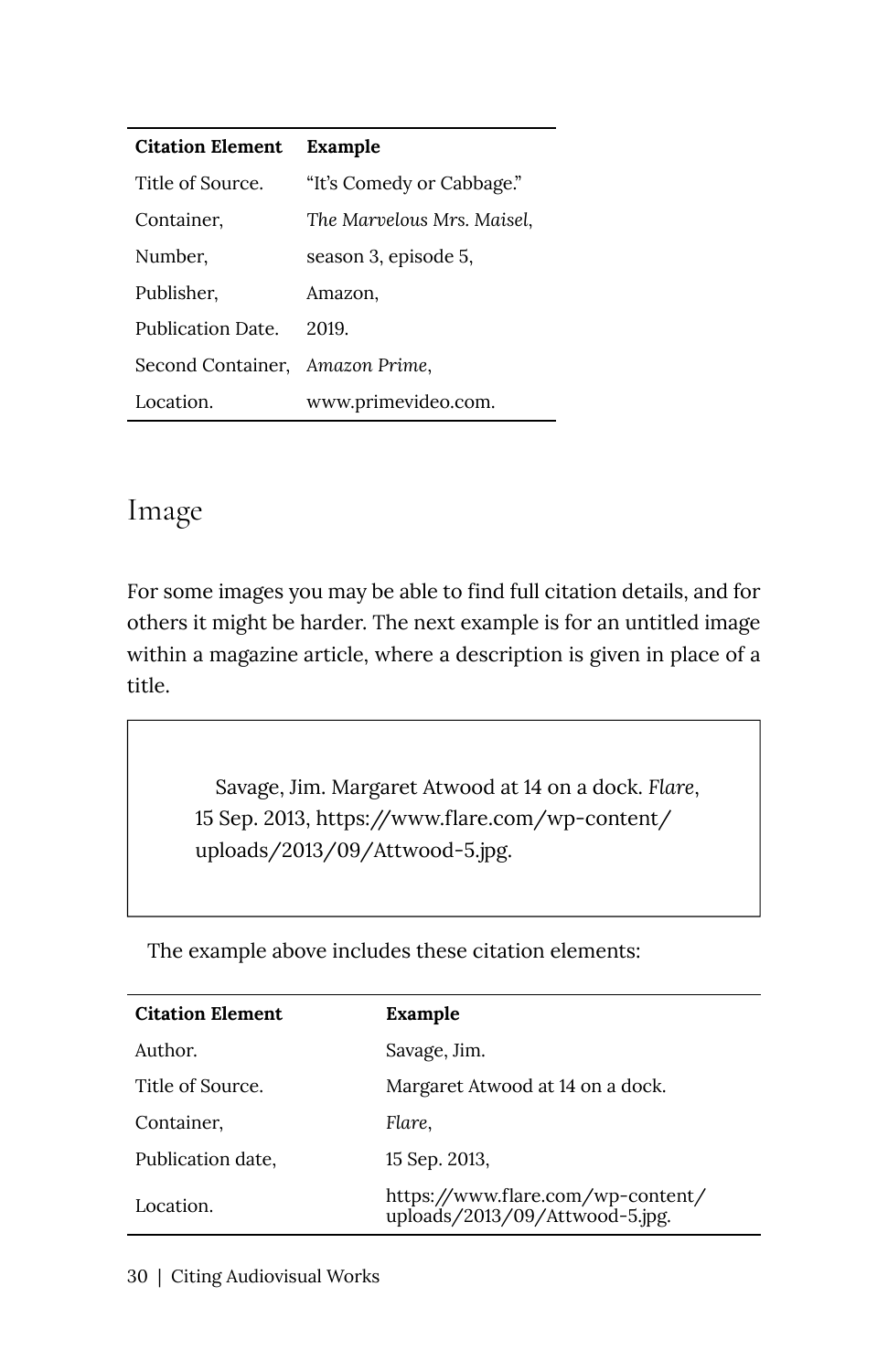| Citation Element | Example |
|---|---|
| Title of Source. | "It's Comedy or Cabbage." |
| Container, | *The Marvelous Mrs. Maisel*, |
| Number, | season 3, episode 5, |
| Publisher, | Amazon, |
| Publication Date. | 2019. |
| Second Container, | *Amazon Prime*, |
| Location. | www.primevideo.com. |

## Image

For some images you may be able to find full citation details, and for others it might be harder. The next example is for an untitled image within a magazine article, where a description is given in place of a title.

> Savage, Jim. Margaret Atwood at 14 on a dock. *Flare*, 15 Sep. 2013, https://www.flare.com/wp-content/uploads/2013/09/Attwood-5.jpg.

The example above includes these citation elements:

| Citation Element | Example |
|---|---|
| Author. | Savage, Jim. |
| Title of Source. | Margaret Atwood at 14 on a dock. |
| Container, | *Flare*, |
| Publication date, | 15 Sep. 2013, |
| Location. | https://www.flare.com/wp-content/uploads/2013/09/Attwood-5.jpg. |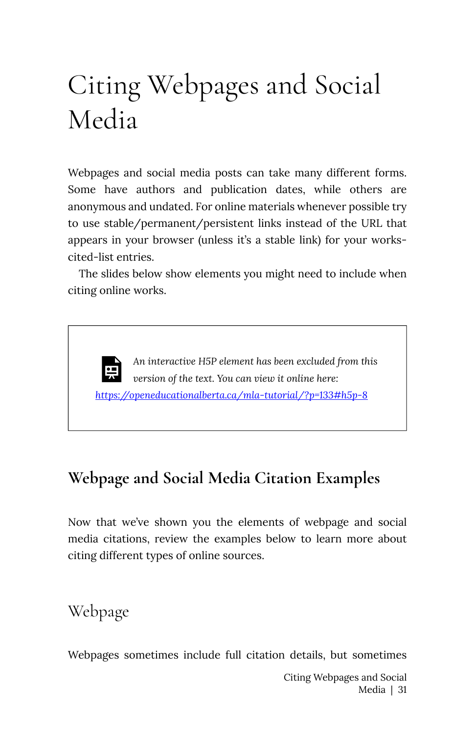# Citing Webpages and Social Media

Webpages and social media posts can take many different forms. Some have authors and publication dates, while others are anonymous and undated. For online materials whenever possible try to use stable/permanent/persistent links instead of the URL that appears in your browser (unless it's a stable link) for your works-cited-list entries.

The slides below show elements you might need to include when citing online works.

> *An interactive H5P element has been excluded from this version of the text. You can view it online here:*
> [https://openeducationalberta.ca/mla-tutorial/?p=133#h5p-8](https://openeducationalberta.ca/mla-tutorial/?p=133#h5p-8)

## Webpage and Social Media Citation Examples

Now that we've shown you the elements of webpage and social media citations, review the examples below to learn more about citing different types of online sources.

### Webpage

Webpages sometimes include full citation details, but sometimes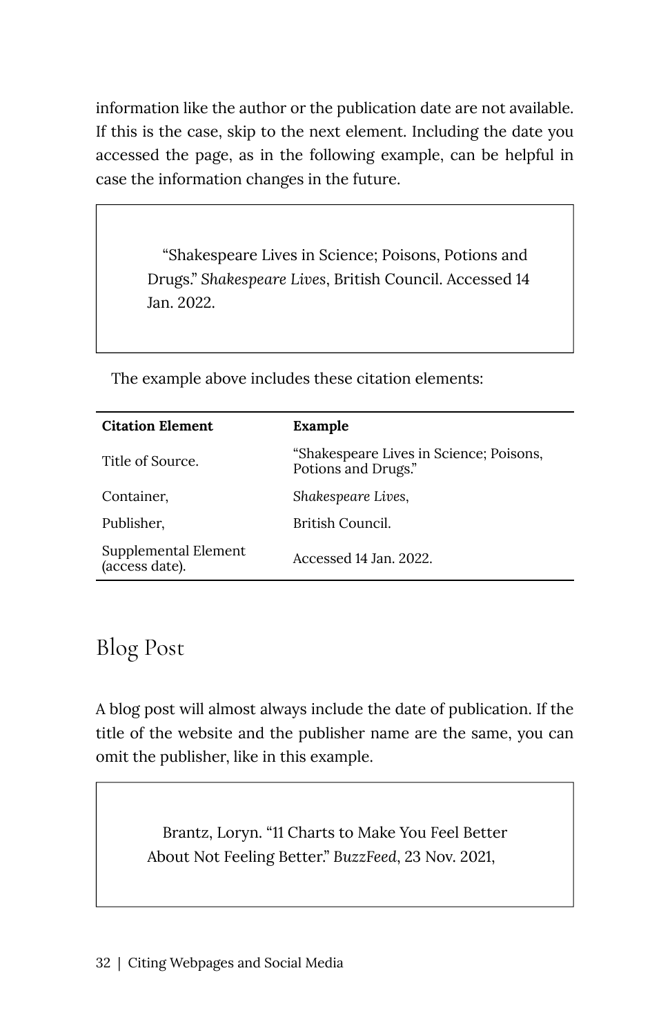information like the author or the publication date are not available. If this is the case, skip to the next element. Including the date you accessed the page, as in the following example, can be helpful in case the information changes in the future.

> "Shakespeare Lives in Science; Poisons, Potions and Drugs." *Shakespeare Lives*, British Council. Accessed 14 Jan. 2022.

The example above includes these citation elements:

| Citation Element | Example |
|---|---|
| Title of Source. | "Shakespeare Lives in Science; Poisons, Potions and Drugs." |
| Container, | *Shakespeare Lives*, |
| Publisher, | British Council. |
| Supplemental Element (access date). | Accessed 14 Jan. 2022. |

## Blog Post

A blog post will almost always include the date of publication. If the title of the website and the publisher name are the same, you can omit the publisher, like in this example.

> Brantz, Loryn. "11 Charts to Make You Feel Better About Not Feeling Better." *BuzzFeed*, 23 Nov. 2021,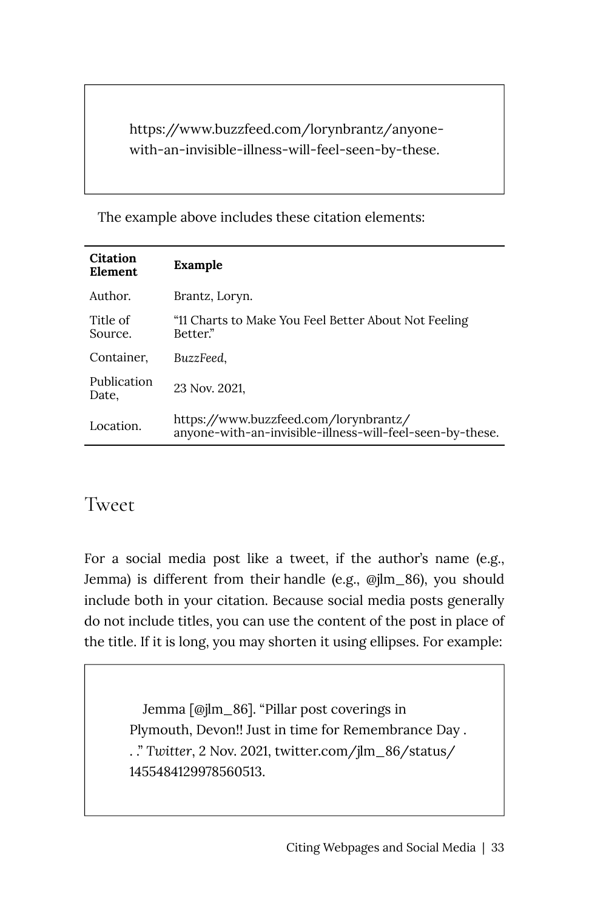https://www.buzzfeed.com/lorynbrantz/anyone-with-an-invisible-illness-will-feel-seen-by-these.

The example above includes these citation elements:

| Citation Element | Example |
|---|---|
| Author. | Brantz, Loryn. |
| Title of Source. | "11 Charts to Make You Feel Better About Not Feeling Better." |
| Container, | *BuzzFeed*, |
| Publication Date, | 23 Nov. 2021, |
| Location. | https://www.buzzfeed.com/lorynbrantz/anyone-with-an-invisible-illness-will-feel-seen-by-these. |

## Tweet

For a social media post like a tweet, if the author's name (e.g., Jemma) is different from their handle (e.g., @jlm_86), you should include both in your citation. Because social media posts generally do not include titles, you can use the content of the post in place of the title. If it is long, you may shorten it using ellipses. For example:

> Jemma [@jlm_86]. "Pillar post coverings in Plymouth, Devon!! Just in time for Remembrance Day . . ." *Twitter*, 2 Nov. 2021, twitter.com/jlm_86/status/1455484129978560513.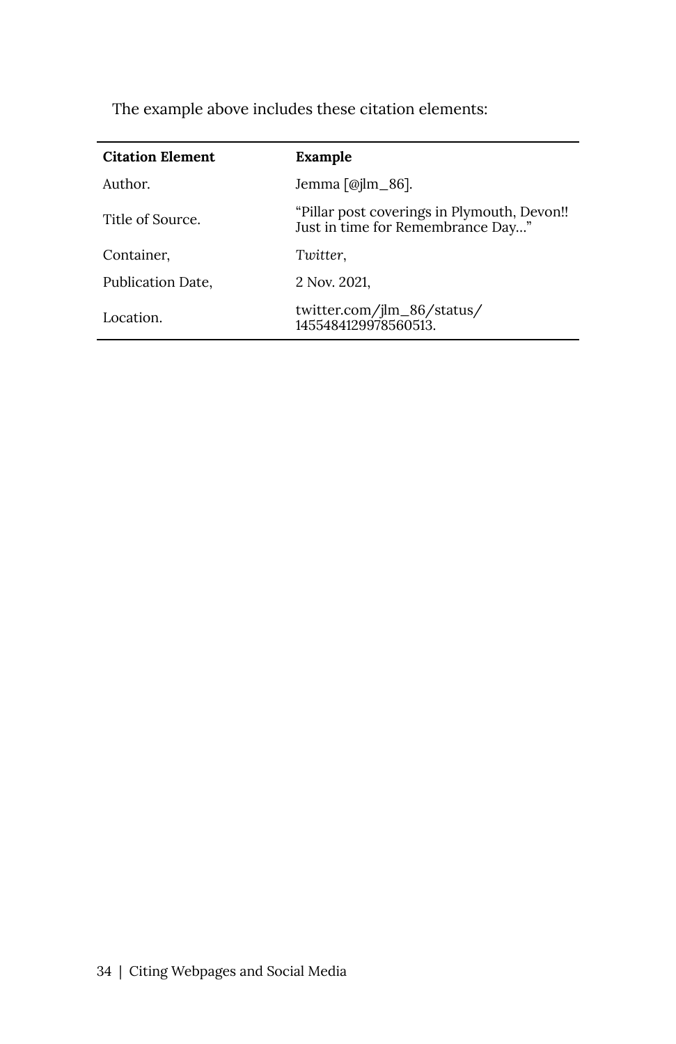The example above includes these citation elements:

| Citation Element | Example |
| --- | --- |
| Author. | Jemma [@jlm_86]. |
| Title of Source. | "Pillar post coverings in Plymouth, Devon!! Just in time for Remembrance Day..." |
| Container, | *Twitter*, |
| Publication Date, | 2 Nov. 2021, |
| Location. | twitter.com/jlm_86/status/1455484129978560513. |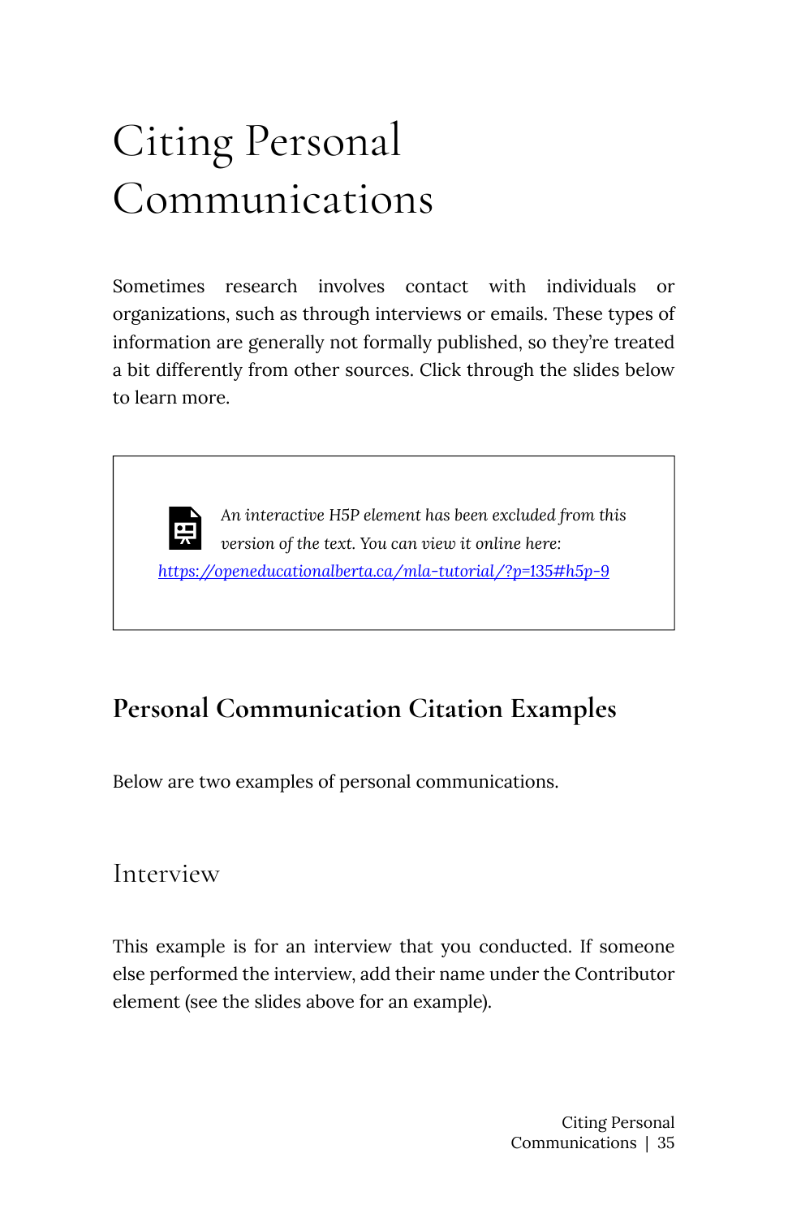# Citing Personal Communications

Sometimes research involves contact with individuals or organizations, such as through interviews or emails. These types of information are generally not formally published, so they're treated a bit differently from other sources. Click through the slides below to learn more.

> *An interactive H5P element has been excluded from this version of the text. You can view it online here:*
> [https://openeducationalberta.ca/mla-tutorial/?p=135#h5p-9](https://openeducationalberta.ca/mla-tutorial/?p=135#h5p-9)

## Personal Communication Citation Examples

Below are two examples of personal communications.

### Interview

This example is for an interview that you conducted. If someone else performed the interview, add their name under the Contributor element (see the slides above for an example).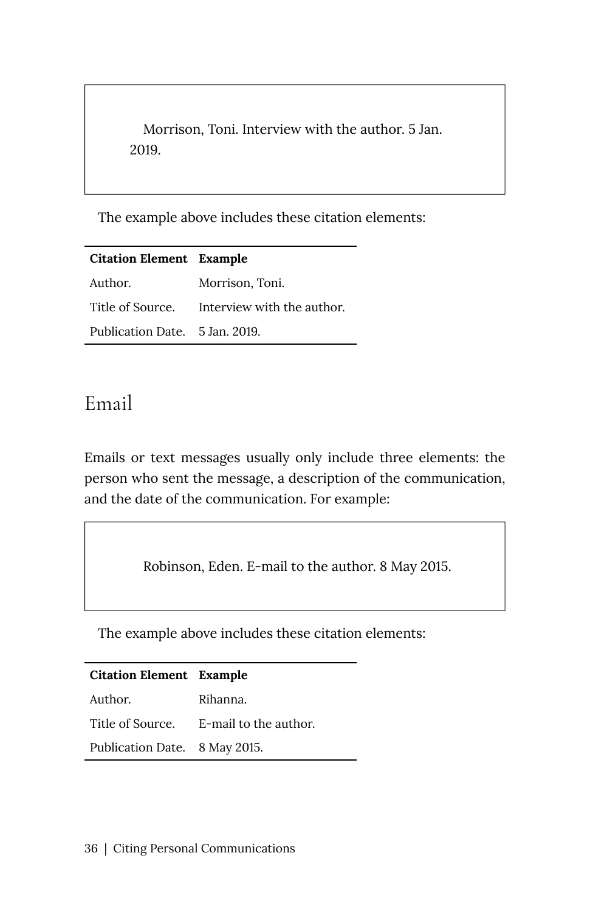Morrison, Toni. Interview with the author. 5 Jan. 2019.

The example above includes these citation elements:

| Citation Element | Example |
|---|---|
| Author. | Morrison, Toni. |
| Title of Source. | Interview with the author. |
| Publication Date. | 5 Jan. 2019. |

## Email

Emails or text messages usually only include three elements: the person who sent the message, a description of the communication, and the date of the communication. For example:

Robinson, Eden. E-mail to the author. 8 May 2015.

The example above includes these citation elements:

| Citation Element | Example |
|---|---|
| Author. | Rihanna. |
| Title of Source. | E-mail to the author. |
| Publication Date. | 8 May 2015. |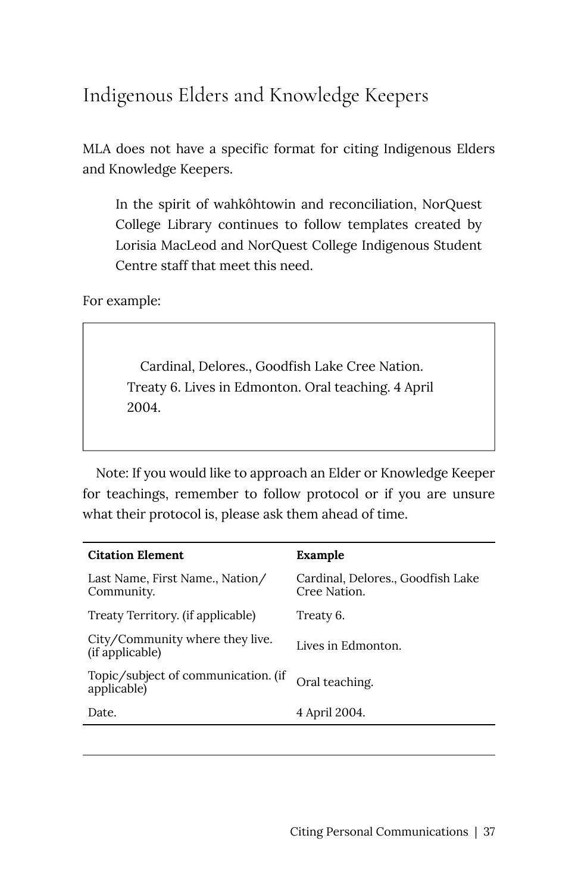## Indigenous Elders and Knowledge Keepers

MLA does not have a specific format for citing Indigenous Elders and Knowledge Keepers.

> In the spirit of wahkôhtowin and reconciliation, NorQuest College Library continues to follow templates created by Lorisia MacLeod and NorQuest College Indigenous Student Centre staff that meet this need.

For example:

> Cardinal, Delores., Goodfish Lake Cree Nation. Treaty 6. Lives in Edmonton. Oral teaching. 4 April 2004.

Note: If you would like to approach an Elder or Knowledge Keeper for teachings, remember to follow protocol or if you are unsure what their protocol is, please ask them ahead of time.

| **Citation Element** | **Example** |
|---|---|
| Last Name, First Name., Nation/ Community. | Cardinal, Delores., Goodfish Lake Cree Nation. |
| Treaty Territory. (if applicable) | Treaty 6. |
| City/Community where they live. (if applicable) | Lives in Edmonton. |
| Topic/subject of communication. (if applicable) | Oral teaching. |
| Date. | 4 April 2004. |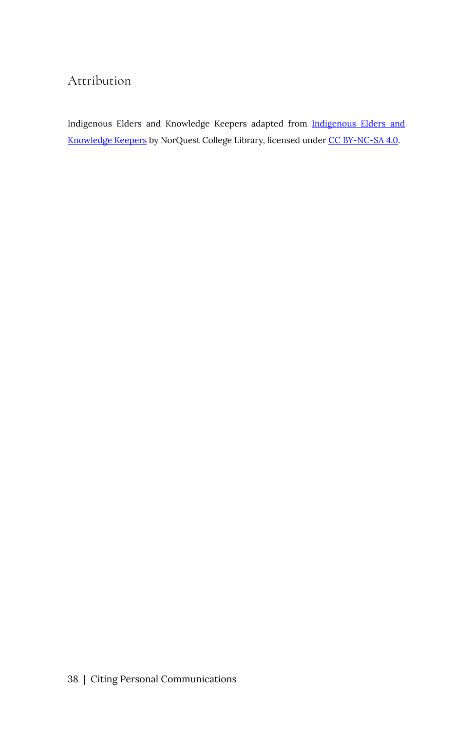## Attribution

Indigenous Elders and Knowledge Keepers adapted from Indigenous Elders and Knowledge Keepers by NorQuest College Library, licensed under CC BY-NC-SA 4.0.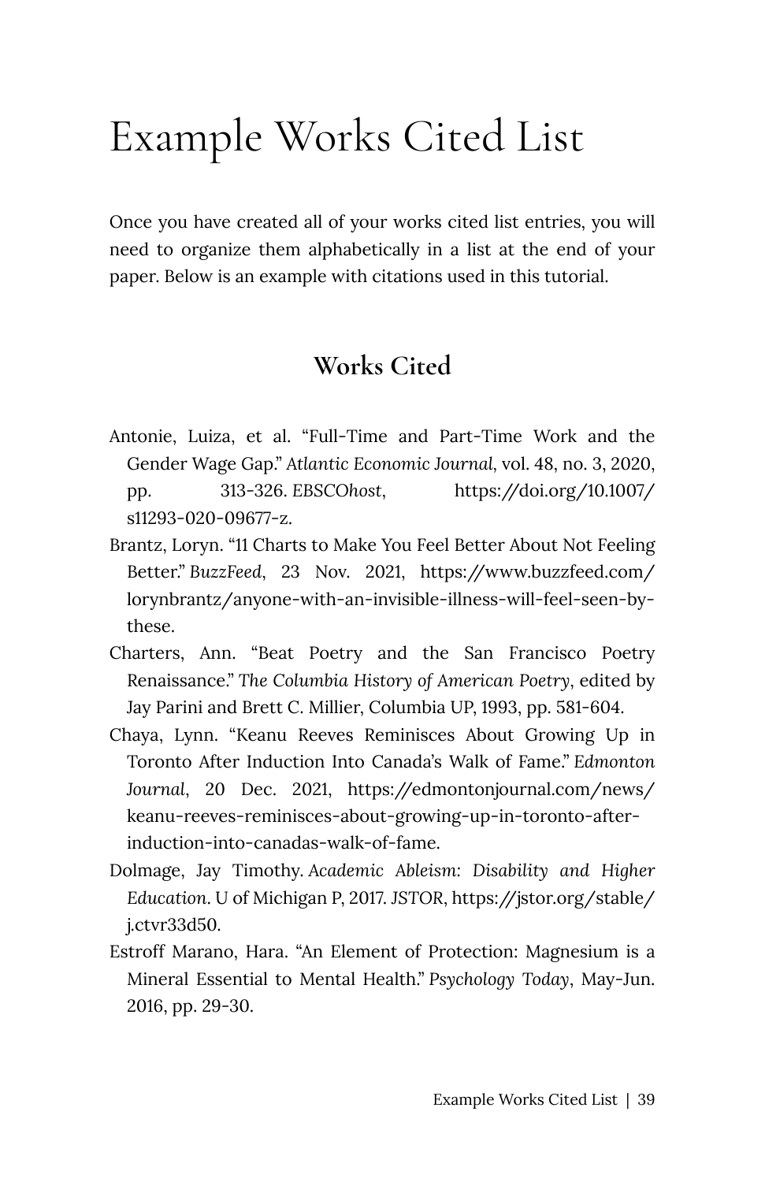# Example Works Cited List

Once you have created all of your works cited list entries, you will need to organize them alphabetically in a list at the end of your paper. Below is an example with citations used in this tutorial.

## Works Cited

Antonie, Luiza, et al. "Full-Time and Part-Time Work and the Gender Wage Gap." *Atlantic Economic Journal*, vol. 48, no. 3, 2020, pp. 313-326. *EBSCOhost*, https://doi.org/10.1007/s11293-020-09677-z.

Brantz, Loryn. "11 Charts to Make You Feel Better About Not Feeling Better." *BuzzFeed*, 23 Nov. 2021, https://www.buzzfeed.com/lorynbrantz/anyone-with-an-invisible-illness-will-feel-seen-by-these.

Charters, Ann. "Beat Poetry and the San Francisco Poetry Renaissance." *The Columbia History of American Poetry*, edited by Jay Parini and Brett C. Millier, Columbia UP, 1993, pp. 581-604.

Chaya, Lynn. "Keanu Reeves Reminisces About Growing Up in Toronto After Induction Into Canada's Walk of Fame." *Edmonton Journal*, 20 Dec. 2021, https://edmontonjournal.com/news/keanu-reeves-reminisces-about-growing-up-in-toronto-after-induction-into-canadas-walk-of-fame.

Dolmage, Jay Timothy. *Academic Ableism: Disability and Higher Education*. U of Michigan P, 2017. *JSTOR*, https://jstor.org/stable/j.ctvr33d50.

Estroff Marano, Hara. "An Element of Protection: Magnesium is a Mineral Essential to Mental Health." *Psychology Today*, May-Jun. 2016, pp. 29-30.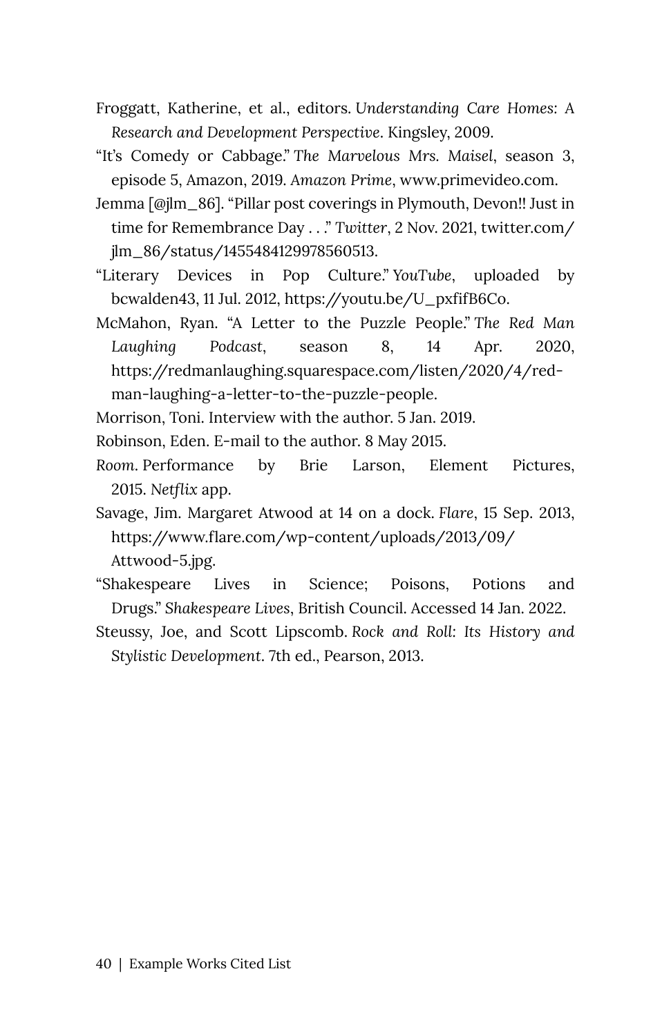Froggatt, Katherine, et al., editors. *Understanding Care Homes: A Research and Development Perspective*. Kingsley, 2009.

"It's Comedy or Cabbage." *The Marvelous Mrs. Maisel*, season 3, episode 5, Amazon, 2019. *Amazon Prime*, www.primevideo.com.

Jemma [@jlm_86]. "Pillar post coverings in Plymouth, Devon!! Just in time for Remembrance Day . . ." *Twitter*, 2 Nov. 2021, twitter.com/jlm_86/status/1455484129978560513.

"Literary Devices in Pop Culture." *YouTube*, uploaded by bcwalden43, 11 Jul. 2012, https://youtu.be/U_pxfifB6Co.

McMahon, Ryan. "A Letter to the Puzzle People." *The Red Man Laughing Podcast*, season 8, 14 Apr. 2020, https://redmanlaughing.squarespace.com/listen/2020/4/red-man-laughing-a-letter-to-the-puzzle-people.

Morrison, Toni. Interview with the author. 5 Jan. 2019.

Robinson, Eden. E-mail to the author. 8 May 2015.

*Room*. Performance by Brie Larson, Element Pictures, 2015. *Netflix* app.

Savage, Jim. Margaret Atwood at 14 on a dock. *Flare*, 15 Sep. 2013, https://www.flare.com/wp-content/uploads/2013/09/Attwood-5.jpg.

"Shakespeare Lives in Science; Poisons, Potions and Drugs." *Shakespeare Lives*, British Council. Accessed 14 Jan. 2022.

Steussy, Joe, and Scott Lipscomb. *Rock and Roll: Its History and Stylistic Development*. 7th ed., Pearson, 2013.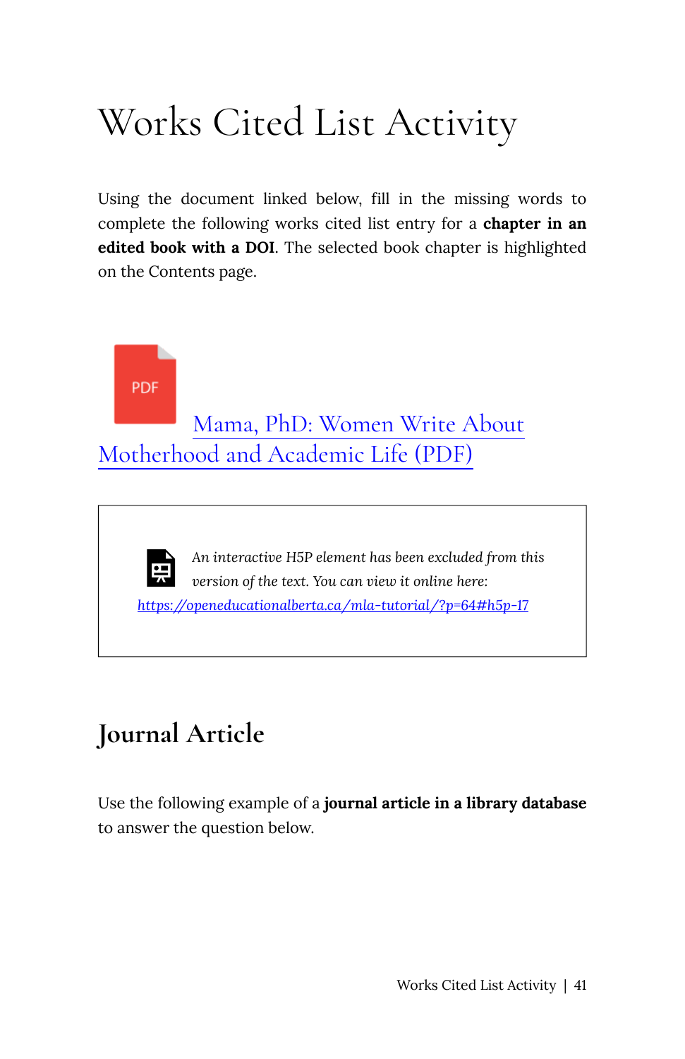# Works Cited List Activity

Using the document linked below, fill in the missing words to complete the following works cited list entry for a **chapter in an edited book with a DOI**. The selected book chapter is highlighted on the Contents page.

Mama, PhD: Women Write About Motherhood and Academic Life (PDF)

> *An interactive H5P element has been excluded from this version of the text. You can view it online here:*
> https://openeducationalberta.ca/mla-tutorial/?p=64#h5p-17

## Journal Article

Use the following example of a **journal article in a library database** to answer the question below.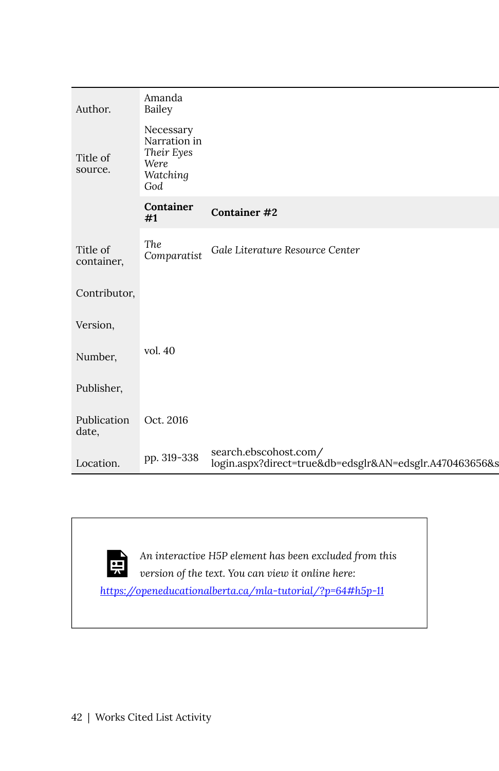| | | |
|---|---|---|
| Author. | Amanda Bailey | |
| Title of source. | Necessary Narration in *Their Eyes Were Watching God* | |
| | **Container #1** | **Container #2** |
| Title of container, | *The Comparatist* | *Gale Literature Resource Center* |
| Contributor, | | |
| Version, | | |
| Number, | vol. 40 | |
| Publisher, | | |
| Publication date, | Oct. 2016 | |
| Location. | pp. 319-338 | search.ebscohost.com/login.aspx?direct=true&db=edsglr&AN=edsglr.A470463656&s |

An interactive H5P element has been excluded from this version of the text. You can view it online here: https://openeducationalberta.ca/mla-tutorial/?p=64#h5p-11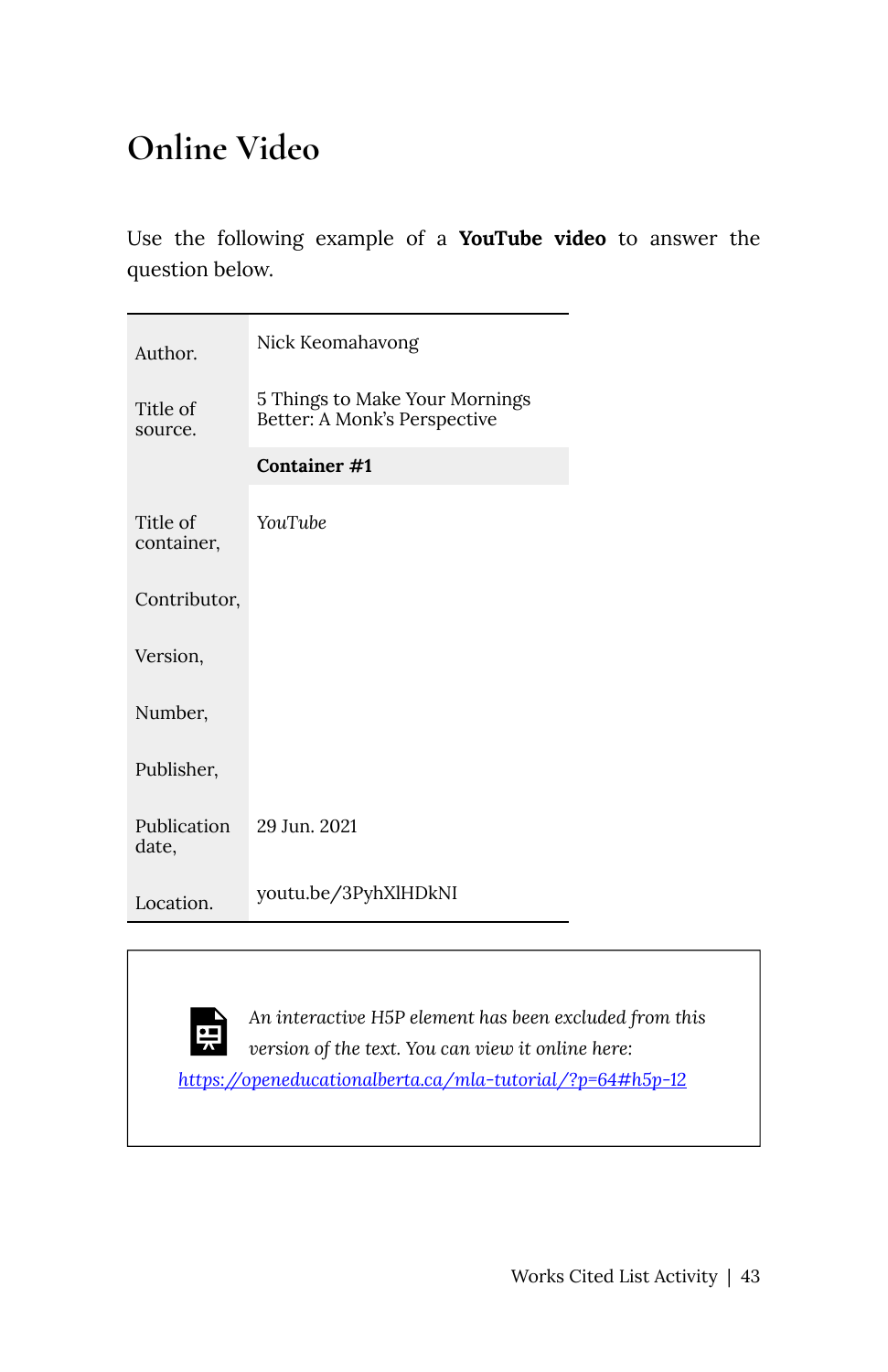## Online Video

Use the following example of a **YouTube video** to answer the question below.

| | |
|---|---|
| Author. | Nick Keomahavong |
| Title of source. | 5 Things to Make Your Mornings Better: A Monk's Perspective |
| | **Container #1** |
| Title of container, | *YouTube* |
| Contributor, | |
| Version, | |
| Number, | |
| Publisher, | |
| Publication date, | 29 Jun. 2021 |
| Location. | youtu.be/3PyhXlHDkNI |

*An interactive H5P element has been excluded from this version of the text. You can view it online here:*
https://openeducationalberta.ca/mla-tutorial/?p=64#h5p-12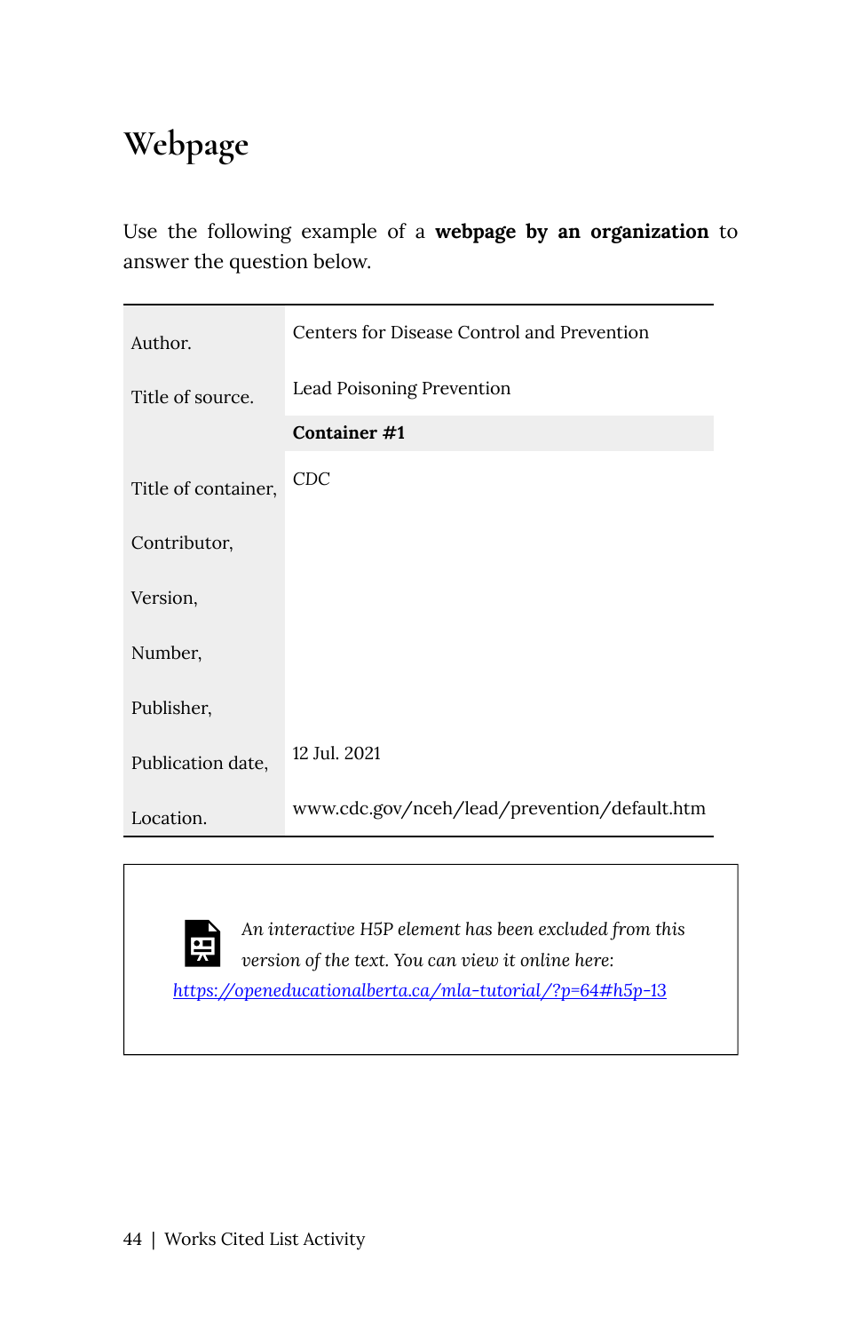## Webpage

Use the following example of a **webpage by an organization** to answer the question below.

| | |
|---|---|
| Author. | Centers for Disease Control and Prevention |
| Title of source. | Lead Poisoning Prevention |
| | **Container #1** |
| Title of container, | CDC |
| Contributor, | |
| Version, | |
| Number, | |
| Publisher, | |
| Publication date, | 12 Jul. 2021 |
| Location. | www.cdc.gov/nceh/lead/prevention/default.htm |

*An interactive H5P element has been excluded from this version of the text. You can view it online here:*
*https://openeducationalberta.ca/mla-tutorial/?p=64#h5p-13*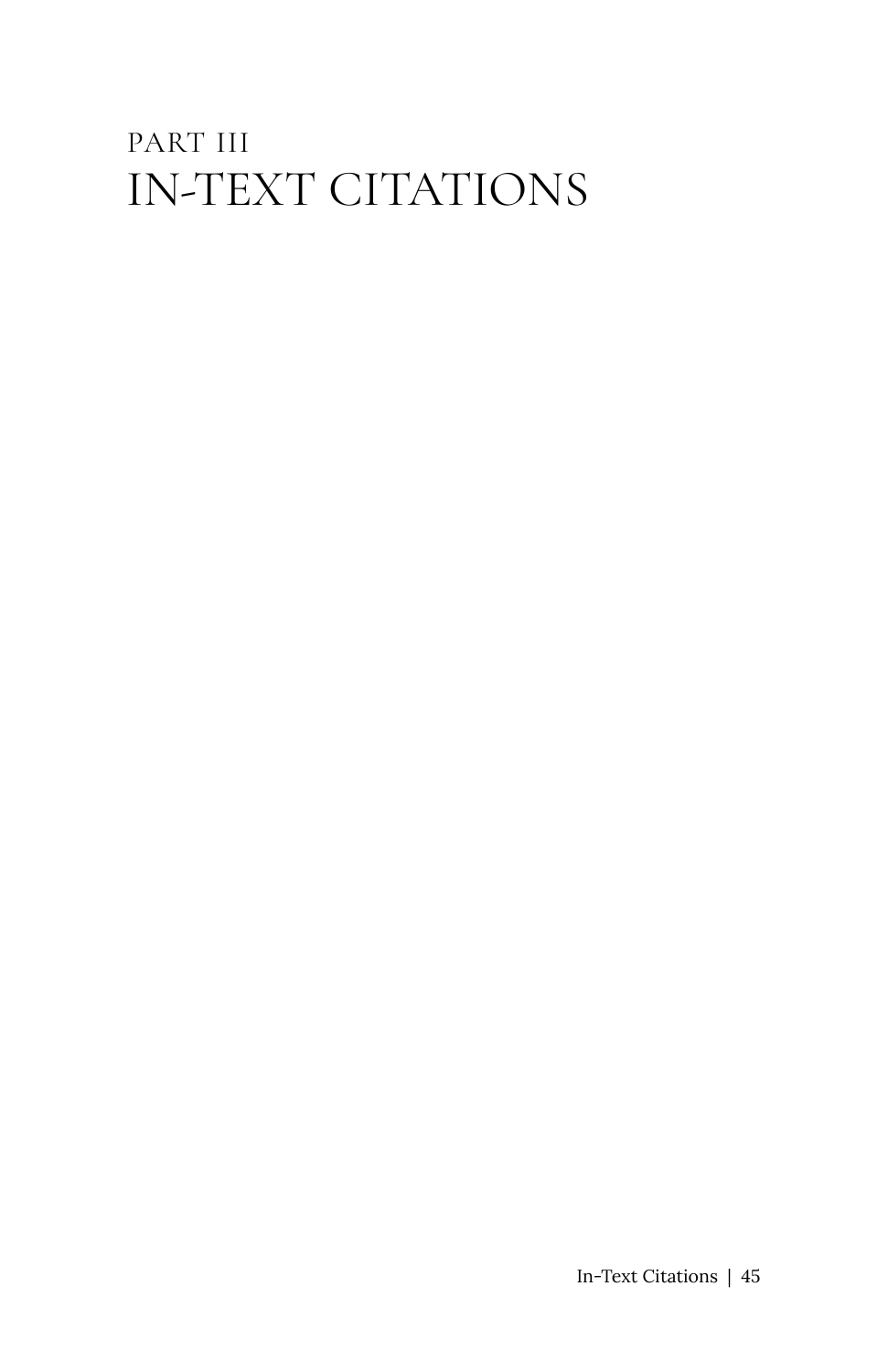# PART III
# IN-TEXT CITATIONS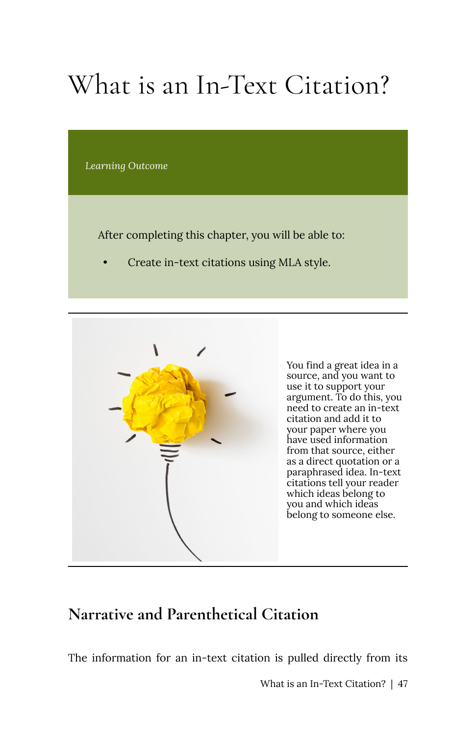# What is an In-Text Citation?

*Learning Outcome*

After completing this chapter, you will be able to:

- Create in-text citations using MLA style.

You find a great idea in a source, and you want to use it to support your argument. To do this, you need to create an in-text citation and add it to your paper where you have used information from that source, either as a direct quotation or a paraphrased idea. In-text citations tell your reader which ideas belong to you and which ideas belong to someone else.

## Narrative and Parenthetical Citation

The information for an in-text citation is pulled directly from its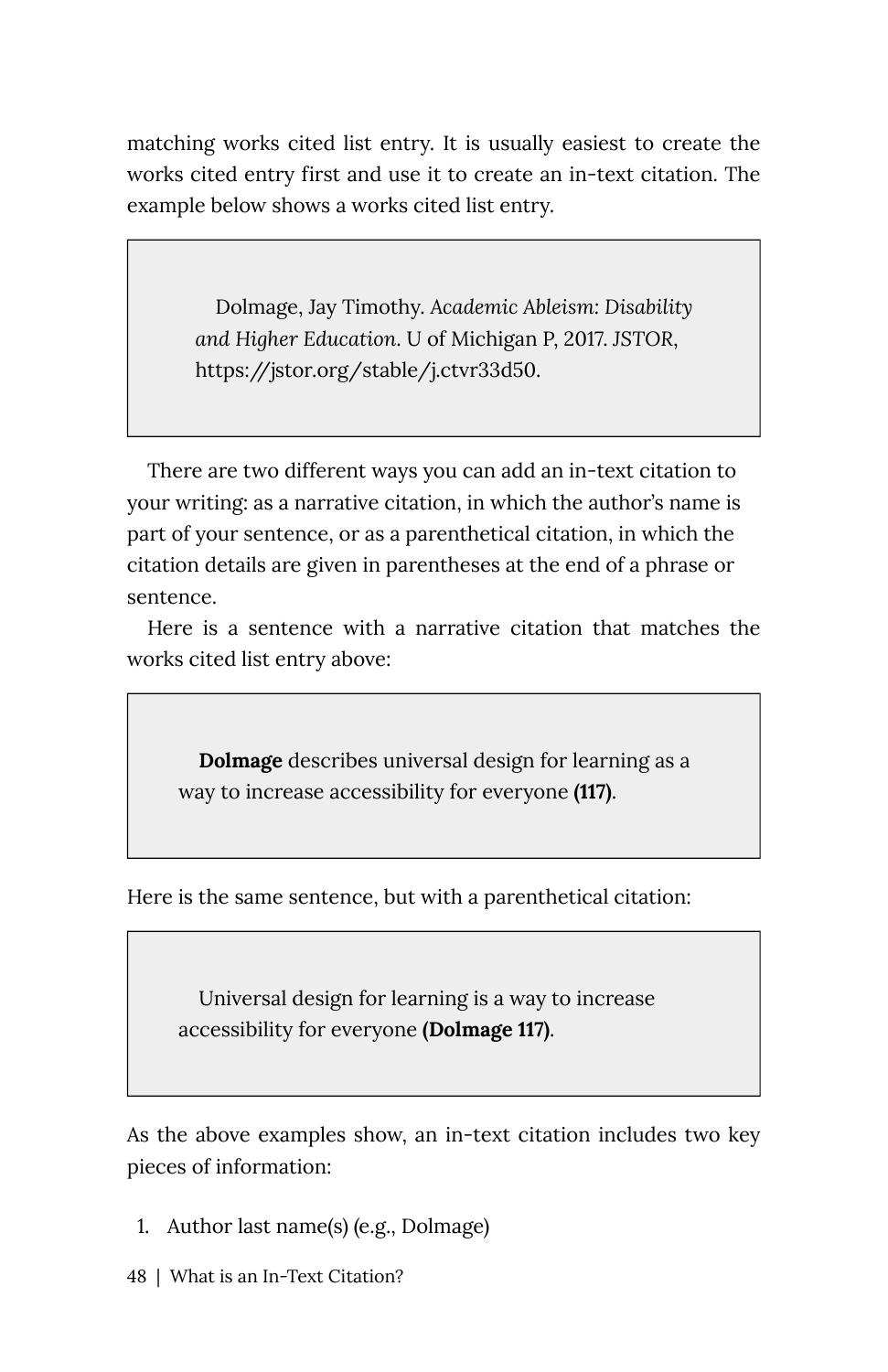matching works cited list entry. It is usually easiest to create the works cited entry first and use it to create an in-text citation. The example below shows a works cited list entry.

> Dolmage, Jay Timothy. *Academic Ableism: Disability and Higher Education*. U of Michigan P, 2017. *JSTOR*, https://jstor.org/stable/j.ctvr33d50.

There are two different ways you can add an in-text citation to your writing: as a narrative citation, in which the author's name is part of your sentence, or as a parenthetical citation, in which the citation details are given in parentheses at the end of a phrase or sentence.

Here is a sentence with a narrative citation that matches the works cited list entry above:

> **Dolmage** describes universal design for learning as a way to increase accessibility for everyone **(117)**.

Here is the same sentence, but with a parenthetical citation:

> Universal design for learning is a way to increase accessibility for everyone **(Dolmage 117)**.

As the above examples show, an in-text citation includes two key pieces of information:

1. Author last name(s) (e.g., Dolmage)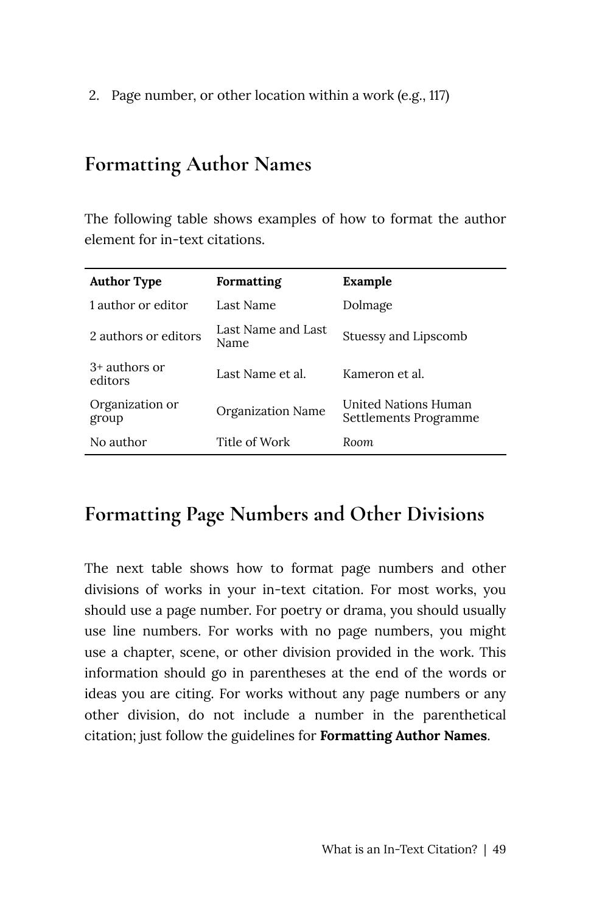2. Page number, or other location within a work (e.g., 117)

## Formatting Author Names

The following table shows examples of how to format the author element for in-text citations.

| Author Type | Formatting | Example |
| --- | --- | --- |
| 1 author or editor | Last Name | Dolmage |
| 2 authors or editors | Last Name and Last Name | Stuessy and Lipscomb |
| 3+ authors or editors | Last Name et al. | Kameron et al. |
| Organization or group | Organization Name | United Nations Human Settlements Programme |
| No author | Title of Work | *Room* |

## Formatting Page Numbers and Other Divisions

The next table shows how to format page numbers and other divisions of works in your in-text citation. For most works, you should use a page number. For poetry or drama, you should usually use line numbers. For works with no page numbers, you might use a chapter, scene, or other division provided in the work. This information should go in parentheses at the end of the words or ideas you are citing. For works without any page numbers or any other division, do not include a number in the parenthetical citation; just follow the guidelines for **Formatting Author Names**.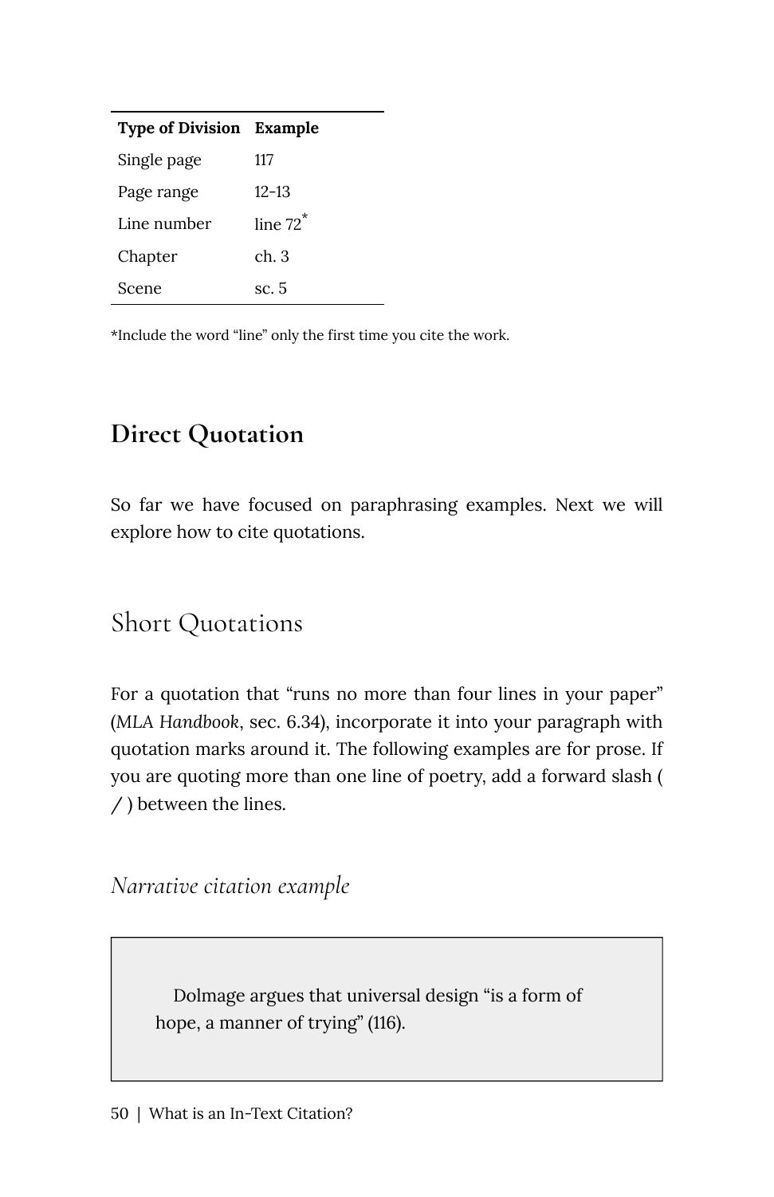| Type of Division | Example |
|---|---|
| Single page | 117 |
| Page range | 12–13 |
| Line number | line 72* |
| Chapter | ch. 3 |
| Scene | sc. 5 |

*Include the word "line" only the first time you cite the work.

## Direct Quotation

So far we have focused on paraphrasing examples. Next we will explore how to cite quotations.

### Short Quotations

For a quotation that "runs no more than four lines in your paper" (*MLA Handbook*, sec. 6.34), incorporate it into your paragraph with quotation marks around it. The following examples are for prose. If you are quoting more than one line of poetry, add a forward slash ( / ) between the lines.

#### *Narrative citation example*

> Dolmage argues that universal design "is a form of hope, a manner of trying" (116).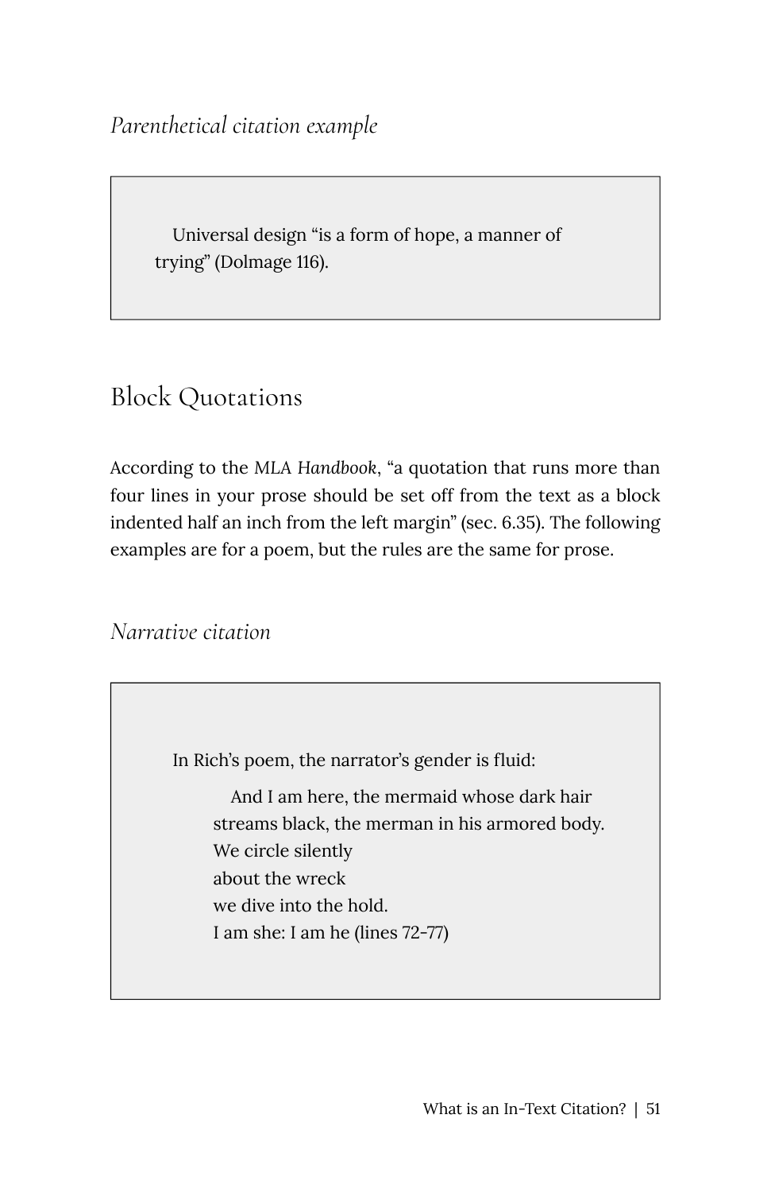*Parenthetical citation example*

> Universal design "is a form of hope, a manner of trying" (Dolmage 116).

## Block Quotations

According to the *MLA Handbook*, "a quotation that runs more than four lines in your prose should be set off from the text as a block indented half an inch from the left margin" (sec. 6.35). The following examples are for a poem, but the rules are the same for prose.

*Narrative citation*

> In Rich's poem, the narrator's gender is fluid:
>
> > And I am here, the mermaid whose dark hair  
> > streams black, the merman in his armored body.  
> > We circle silently  
> > about the wreck  
> > we dive into the hold.  
> > I am she: I am he (lines 72-77)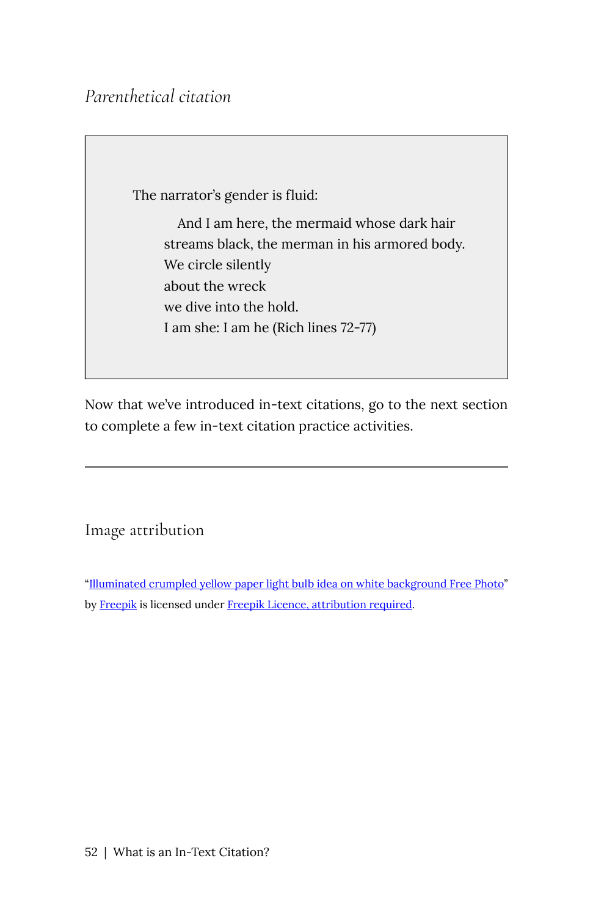*Parenthetical citation*

> The narrator's gender is fluid:
>
> > And I am here, the mermaid whose dark hair
> > streams black, the merman in his armored body.
> > We circle silently
> > about the wreck
> > we dive into the hold.
> > I am she: I am he (Rich lines 72-77)

Now that we've introduced in-text citations, go to the next section to complete a few in-text citation practice activities.

---

## Image attribution

"Illuminated crumpled yellow paper light bulb idea on white background Free Photo" by Freepik is licensed under Freepik Licence, attribution required.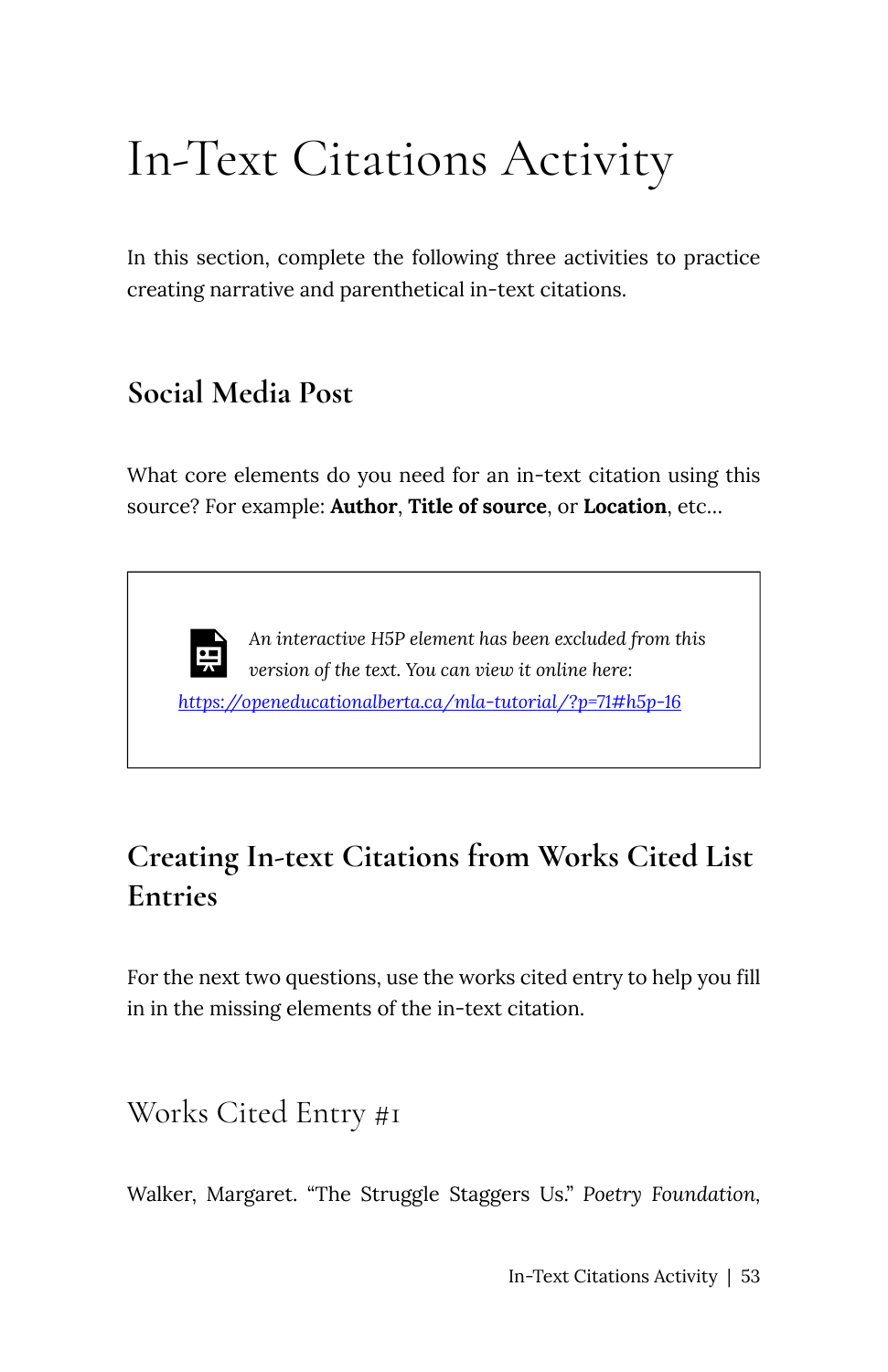# In-Text Citations Activity

In this section, complete the following three activities to practice creating narrative and parenthetical in-text citations.

## Social Media Post

What core elements do you need for an in-text citation using this source? For example: **Author**, **Title of source**, or **Location**, etc...

> *An interactive H5P element has been excluded from this version of the text. You can view it online here:*
> [*https://openeducationalberta.ca/mla-tutorial/?p=71#h5p-16*](https://openeducationalberta.ca/mla-tutorial/?p=71#h5p-16)

## Creating In-text Citations from Works Cited List Entries

For the next two questions, use the works cited entry to help you fill in in the missing elements of the in-text citation.

### Works Cited Entry #1

Walker, Margaret. "The Struggle Staggers Us." *Poetry Foundation*,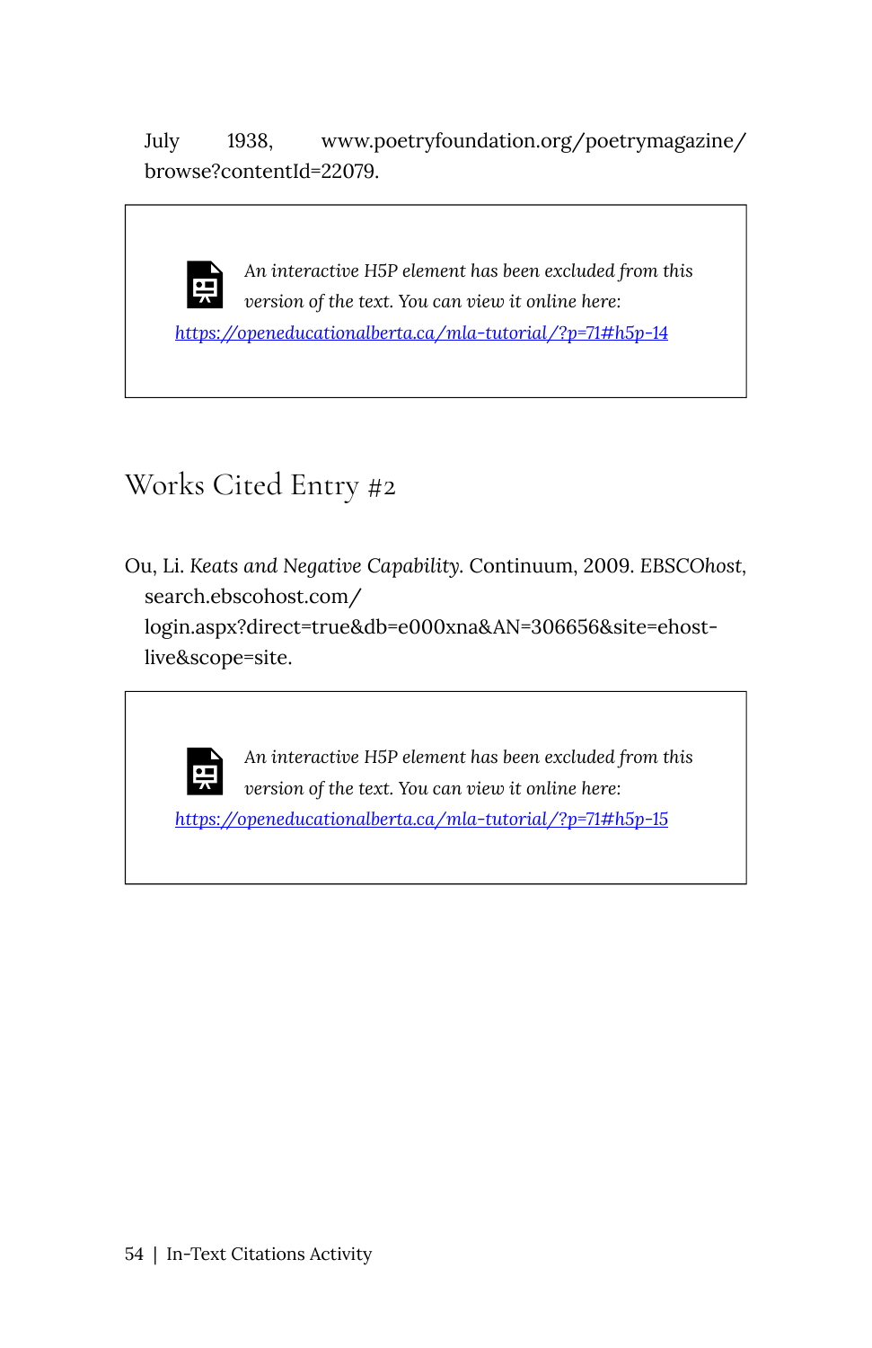July 1938, www.poetryfoundation.org/poetrymagazine/browse?contentId=22079.

> *An interactive H5P element has been excluded from this version of the text. You can view it online here:*
> *[https://openeducationalberta.ca/mla-tutorial/?p=71#h5p-14](https://openeducationalberta.ca/mla-tutorial/?p=71#h5p-14)*

## Works Cited Entry #2

Ou, Li. *Keats and Negative Capability*. Continuum, 2009. *EBSCOhost*, search.ebscohost.com/login.aspx?direct=true&db=e000xna&AN=306656&site=ehost-live&scope=site.

> *An interactive H5P element has been excluded from this version of the text. You can view it online here:*
> *[https://openeducationalberta.ca/mla-tutorial/?p=71#h5p-15](https://openeducationalberta.ca/mla-tutorial/?p=71#h5p-15)*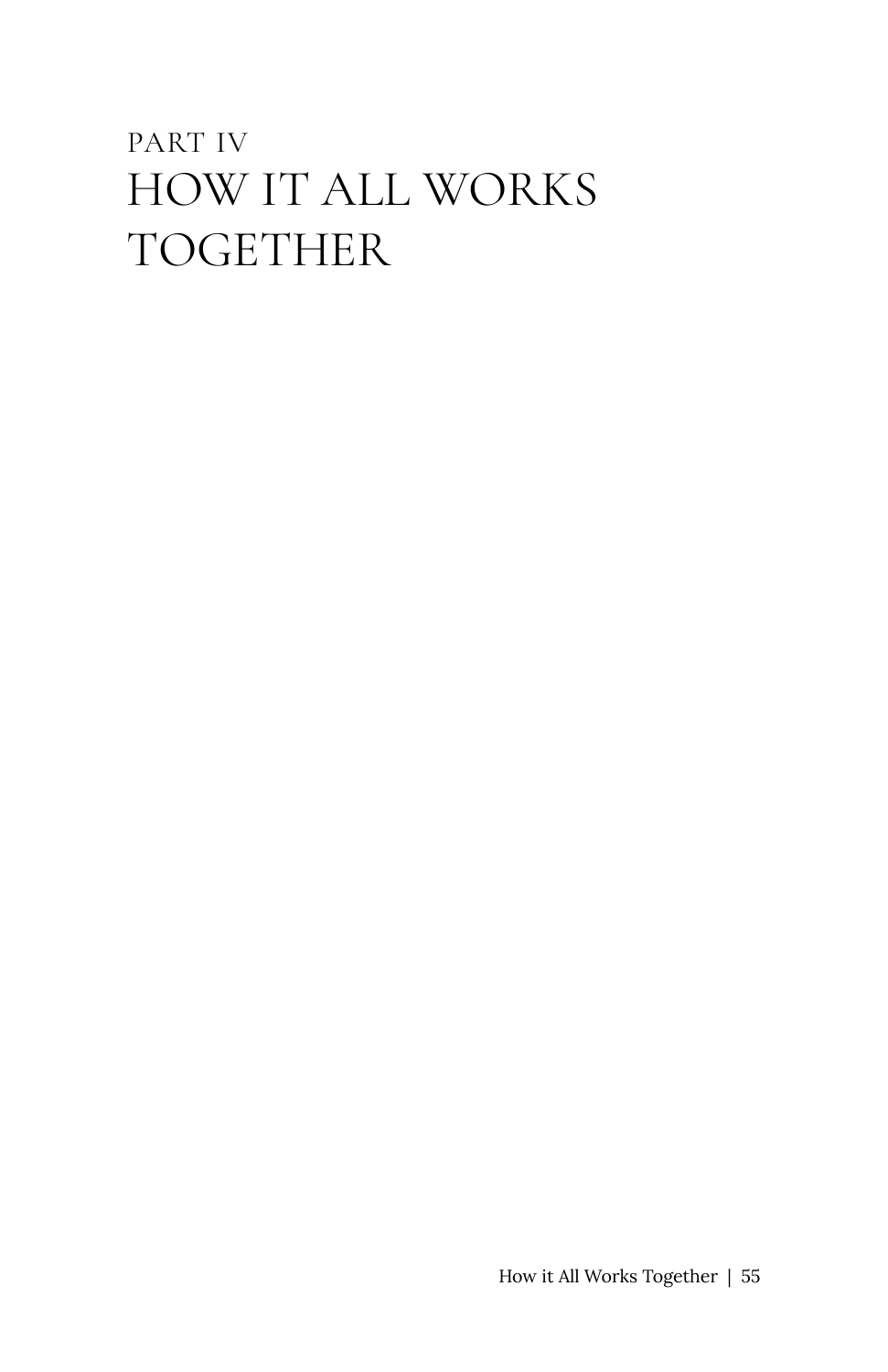# PART IV
# HOW IT ALL WORKS TOGETHER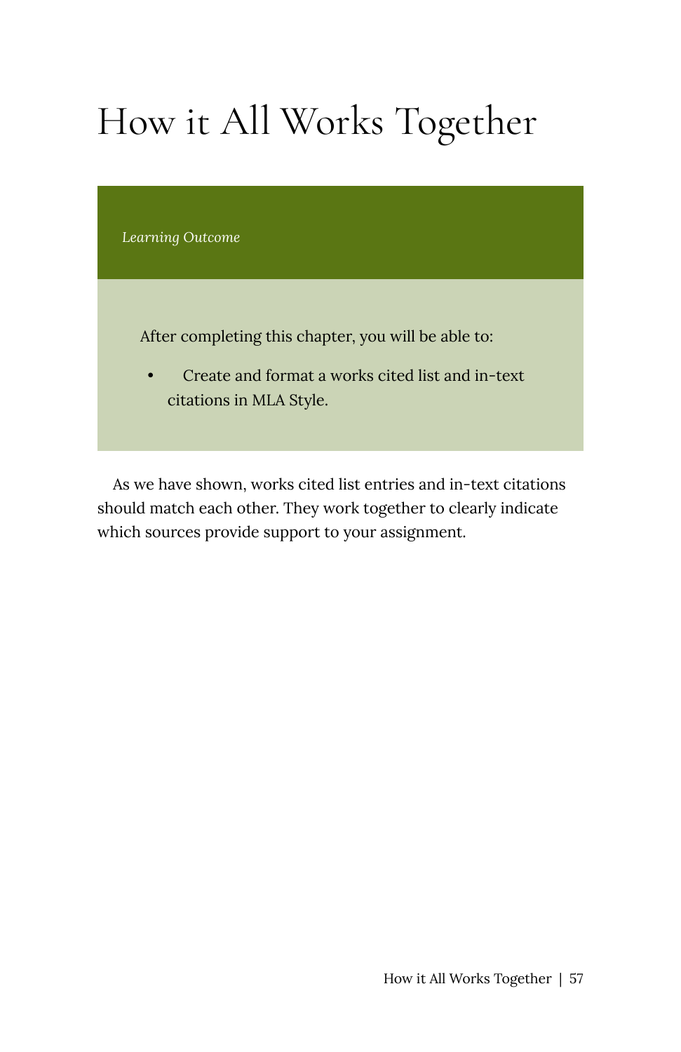# How it All Works Together

*Learning Outcome*

After completing this chapter, you will be able to:

- Create and format a works cited list and in-text citations in MLA Style.

As we have shown, works cited list entries and in-text citations should match each other. They work together to clearly indicate which sources provide support to your assignment.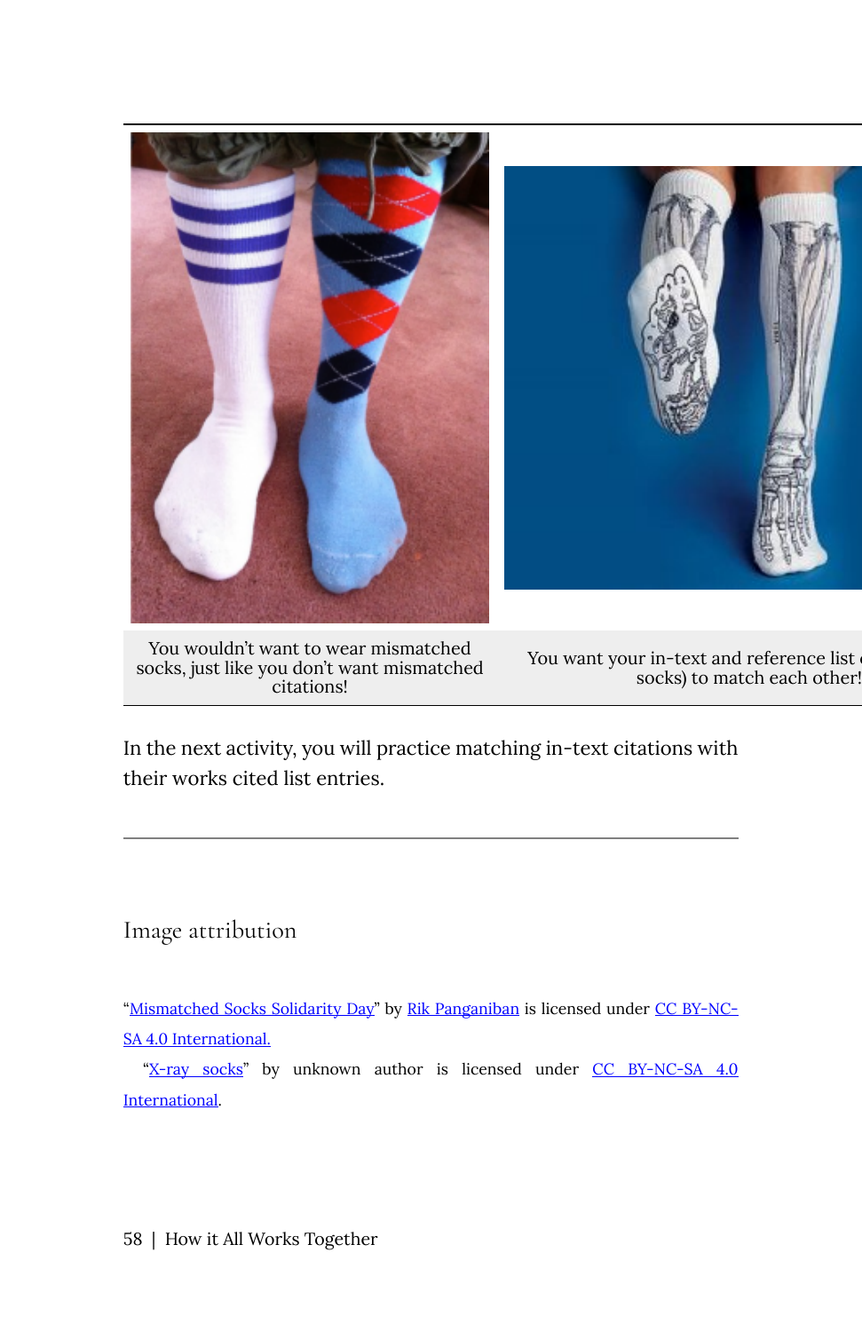| You wouldn't want to wear mismatched socks, just like you don't want mismatched citations! | You want your in-text and reference list (socks) to match each other! |
| --- | --- |

In the next activity, you will practice matching in-text citations with their works cited list entries.

---

## Image attribution

"Mismatched Socks Solidarity Day" by Rik Panganiban is licensed under CC BY-NC-SA 4.0 International.

"X-ray socks" by unknown author is licensed under CC BY-NC-SA 4.0 International.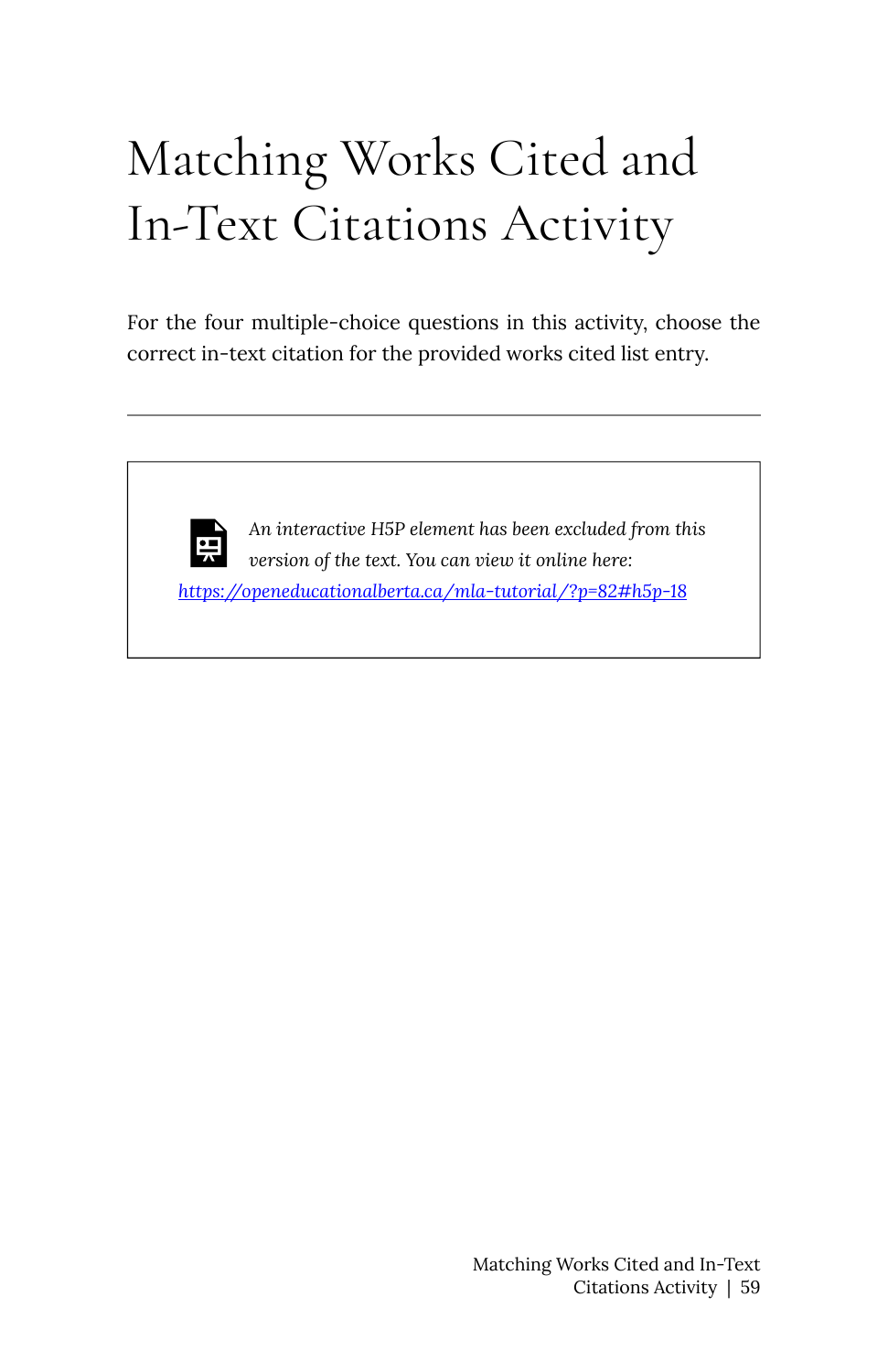# Matching Works Cited and In-Text Citations Activity

For the four multiple-choice questions in this activity, choose the correct in-text citation for the provided works cited list entry.

---

> *An interactive H5P element has been excluded from this version of the text. You can view it online here:*
> https://openeducationalberta.ca/mla-tutorial/?p=82#h5p-18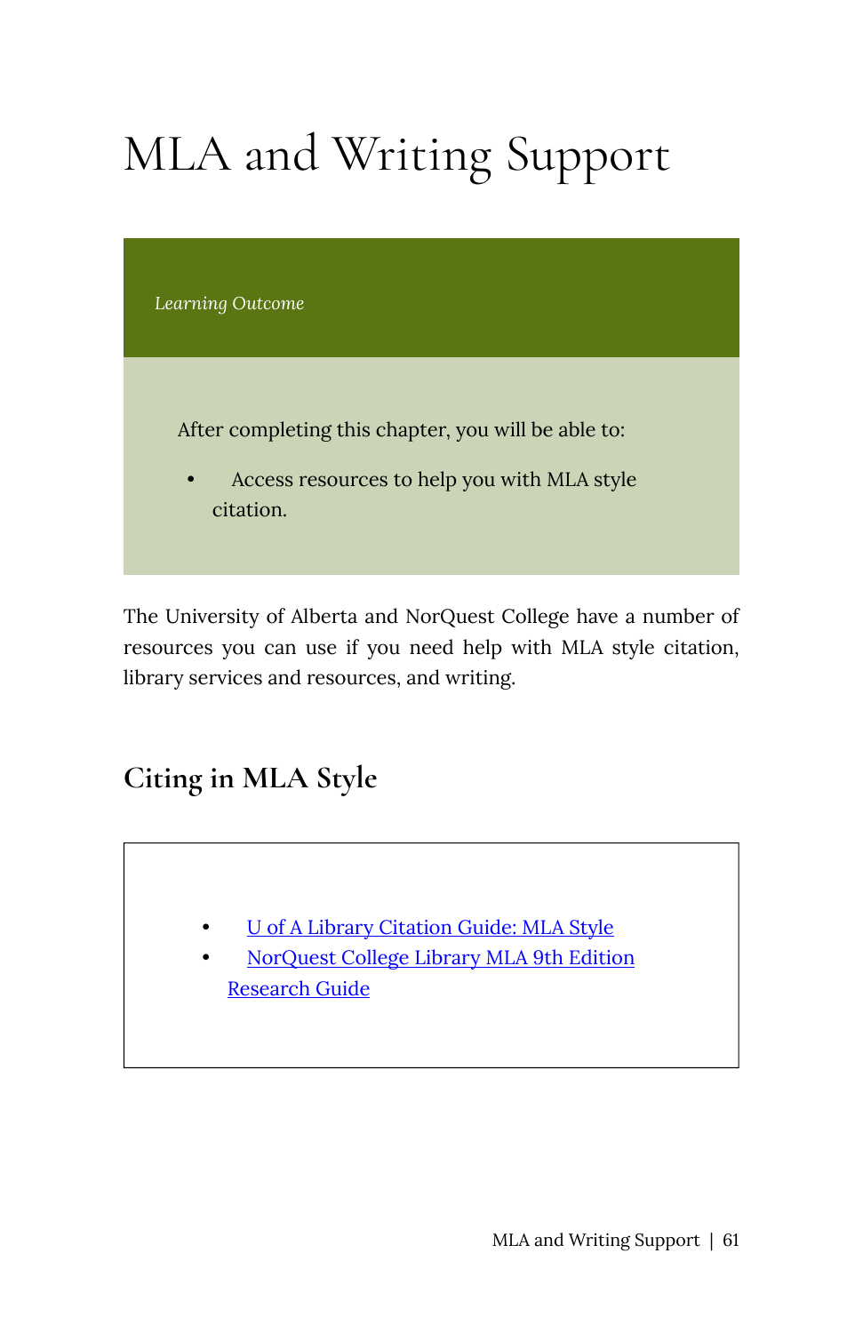# MLA and Writing Support

> *Learning Outcome*
>
> After completing this chapter, you will be able to:
>
> - Access resources to help you with MLA style citation.

The University of Alberta and NorQuest College have a number of resources you can use if you need help with MLA style citation, library services and resources, and writing.

## Citing in MLA Style

- U of A Library Citation Guide: MLA Style
- NorQuest College Library MLA 9th Edition Research Guide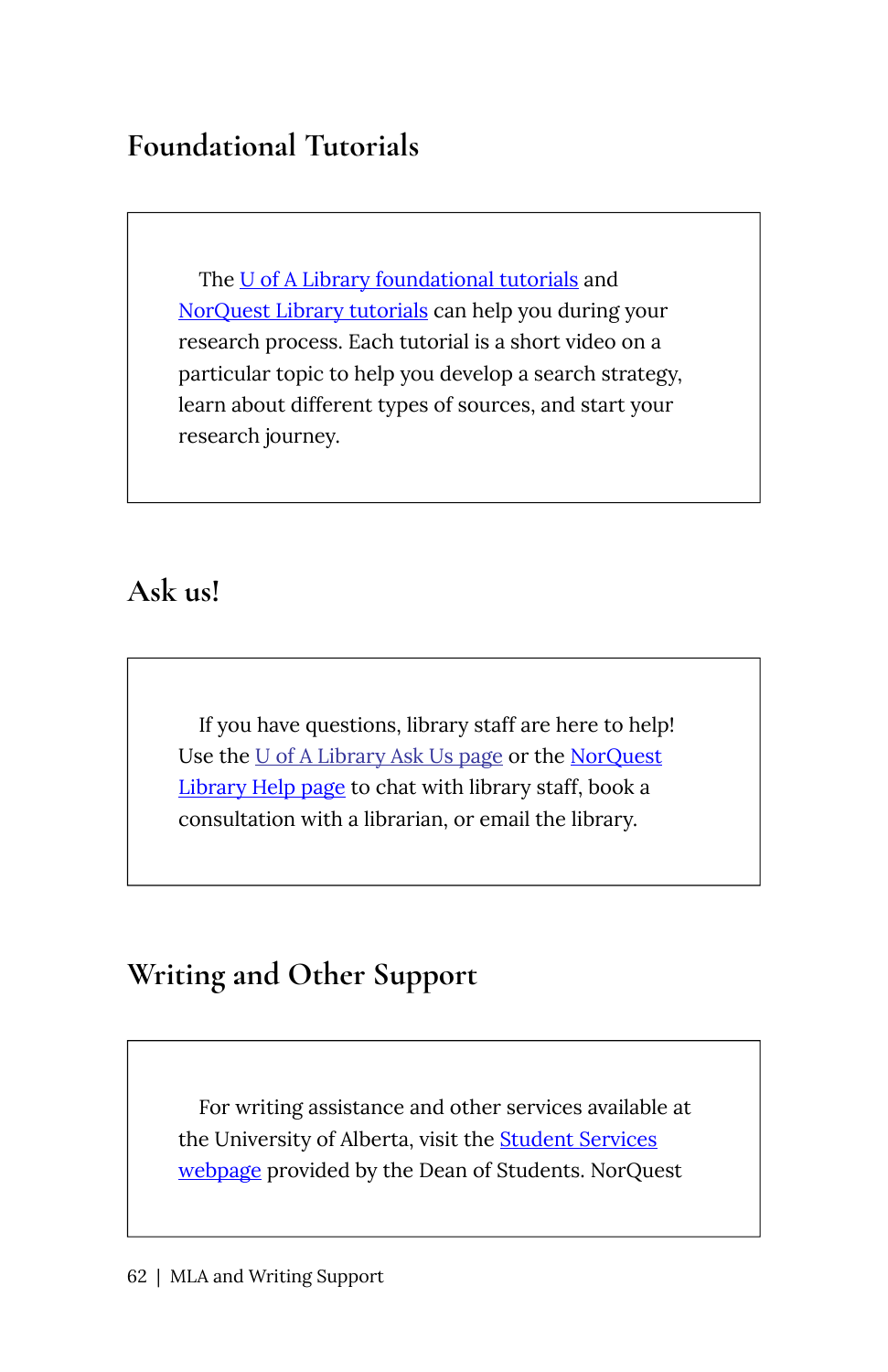## Foundational Tutorials

The U of A Library foundational tutorials and NorQuest Library tutorials can help you during your research process. Each tutorial is a short video on a particular topic to help you develop a search strategy, learn about different types of sources, and start your research journey.

## Ask us!

If you have questions, library staff are here to help! Use the U of A Library Ask Us page or the NorQuest Library Help page to chat with library staff, book a consultation with a librarian, or email the library.

## Writing and Other Support

For writing assistance and other services available at the University of Alberta, visit the Student Services webpage provided by the Dean of Students. NorQuest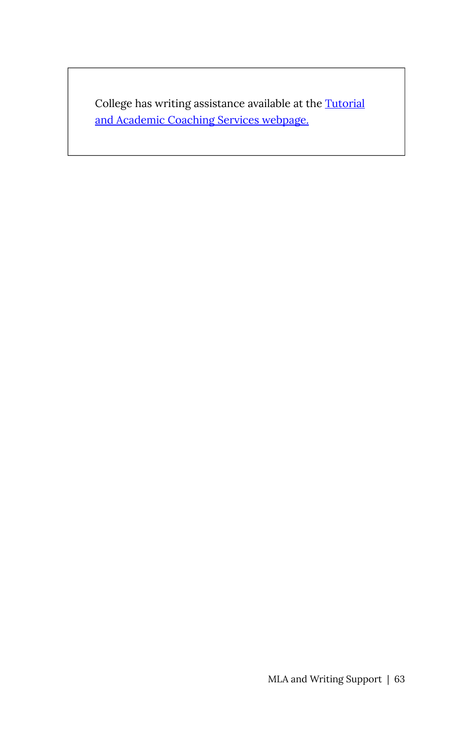College has writing assistance available at the [Tutorial and Academic Coaching Services webpage.]()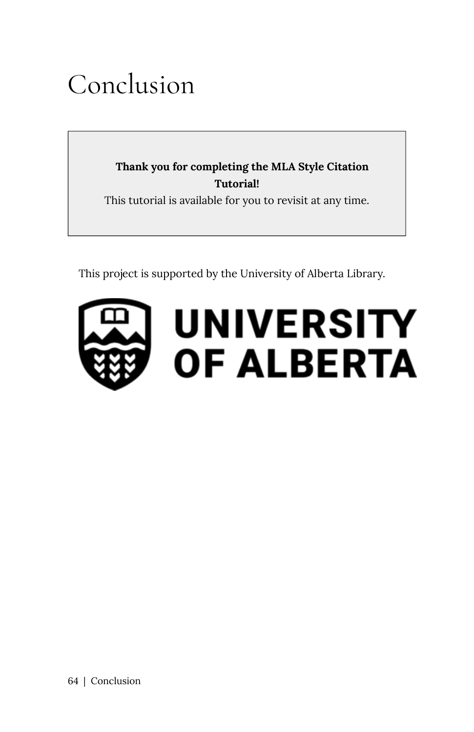# Conclusion

**Thank you for completing the MLA Style Citation Tutorial!**

This tutorial is available for you to revisit at any time.

This project is supported by the University of Alberta Library.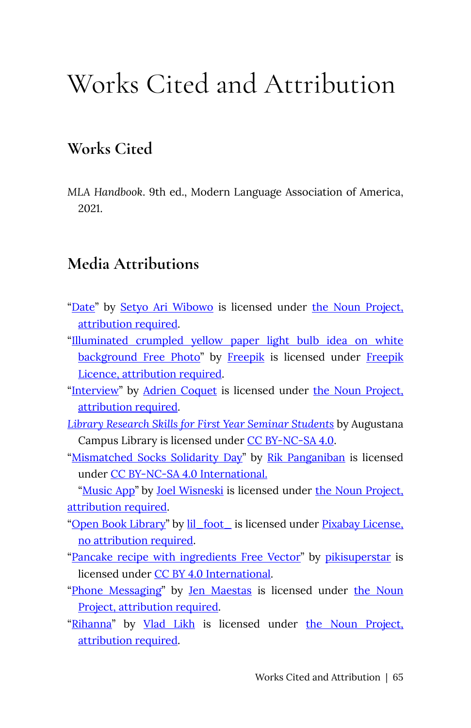# Works Cited and Attribution

## Works Cited

*MLA Handbook*. 9th ed., Modern Language Association of America, 2021.

## Media Attributions

"Date" by Setyo Ari Wibowo is licensed under the Noun Project, attribution required.

"Illuminated crumpled yellow paper light bulb idea on white background Free Photo" by Freepik is licensed under Freepik Licence, attribution required.

"Interview" by Adrien Coquet is licensed under the Noun Project, attribution required.

*Library Research Skills for First Year Seminar Students* by Augustana Campus Library is licensed under CC BY-NC-SA 4.0.

"Mismatched Socks Solidarity Day" by Rik Panganiban is licensed under CC BY-NC-SA 4.0 International.

"Music App" by Joel Wisneski is licensed under the Noun Project, attribution required.

"Open Book Library" by lil_foot_ is licensed under Pixabay License, no attribution required.

"Pancake recipe with ingredients Free Vector" by pikisuperstar is licensed under CC BY 4.0 International.

"Phone Messaging" by Jen Maestas is licensed under the Noun Project, attribution required.

"Rihanna" by Vlad Likh is licensed under the Noun Project, attribution required.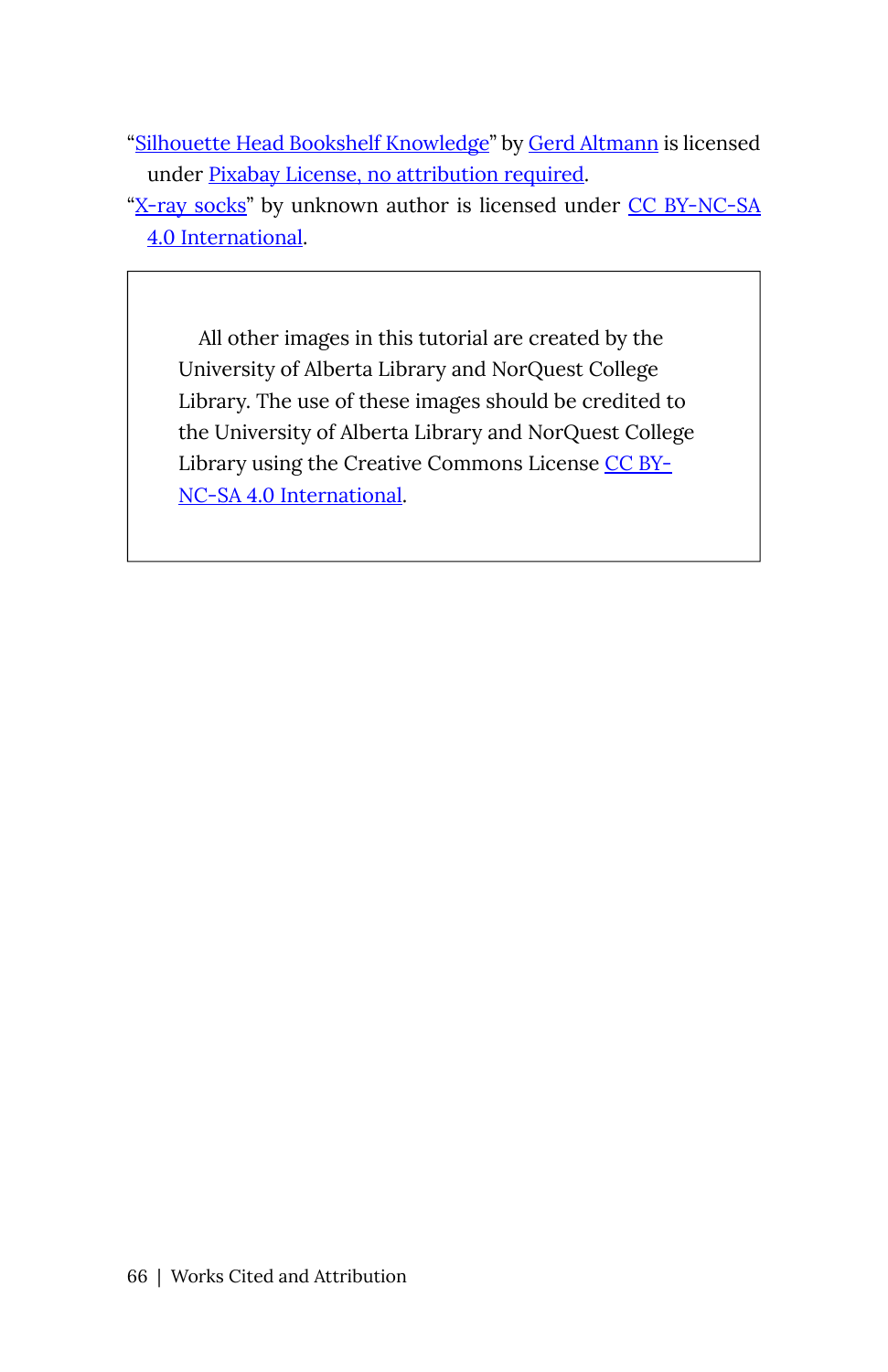"Silhouette Head Bookshelf Knowledge" by Gerd Altmann is licensed under Pixabay License, no attribution required.

"X-ray socks" by unknown author is licensed under CC BY-NC-SA 4.0 International.

> All other images in this tutorial are created by the University of Alberta Library and NorQuest College Library. The use of these images should be credited to the University of Alberta Library and NorQuest College Library using the Creative Commons License CC BY-NC-SA 4.0 International.